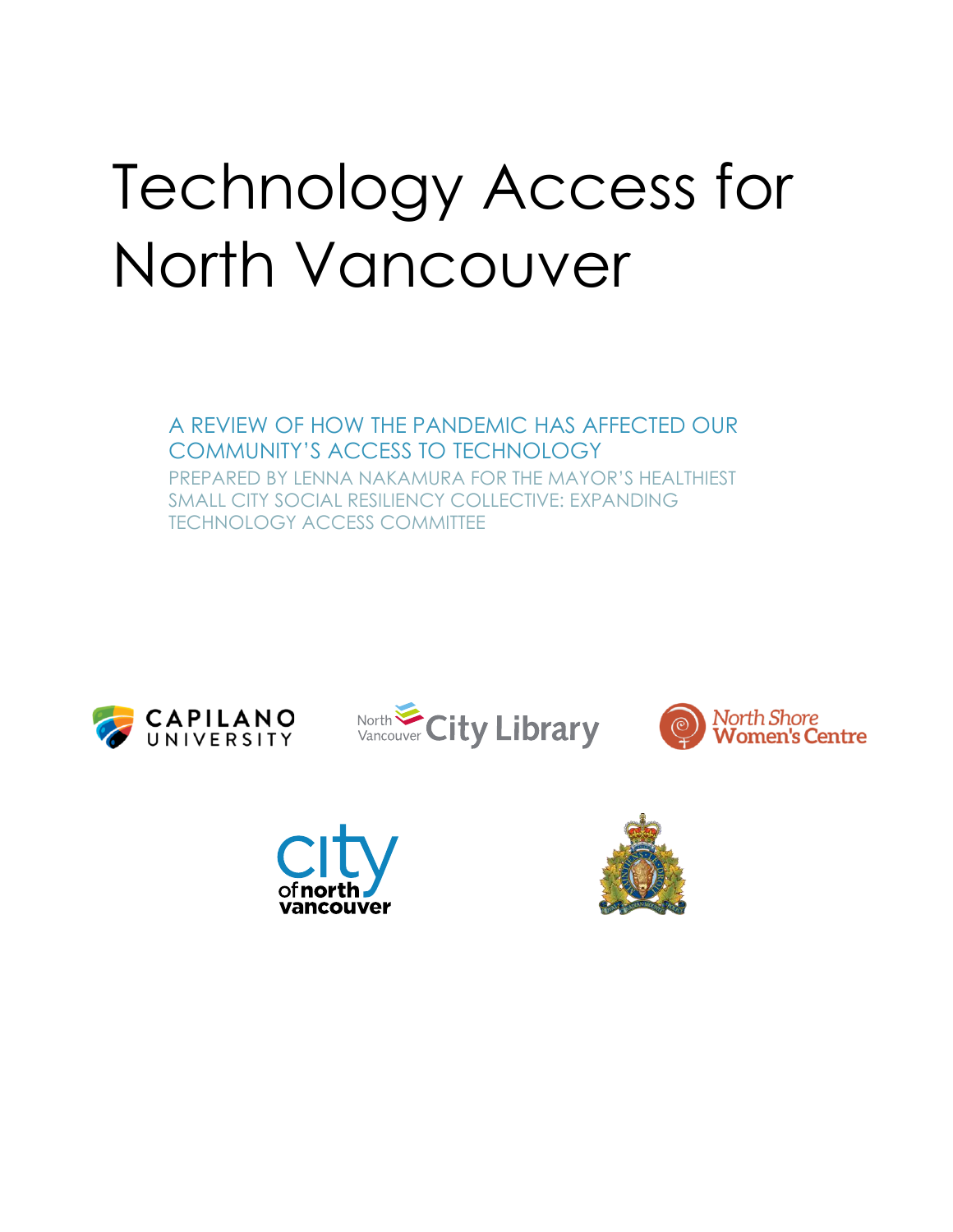# Technology Access for North Vancouver

## A REVIEW OF HOW THE PANDEMIC HAS AFFECTED OUR COMMUNITY'S ACCESS TO TECHNOLOGY

PREPARED BY LENNA NAKAMURA FOR THE MAYOR'S HEALTHIEST SMALL CITY SOCIAL RESILIENCY COLLECTIVE: EXPANDING TECHNOLOGY ACCESS COMMITTEE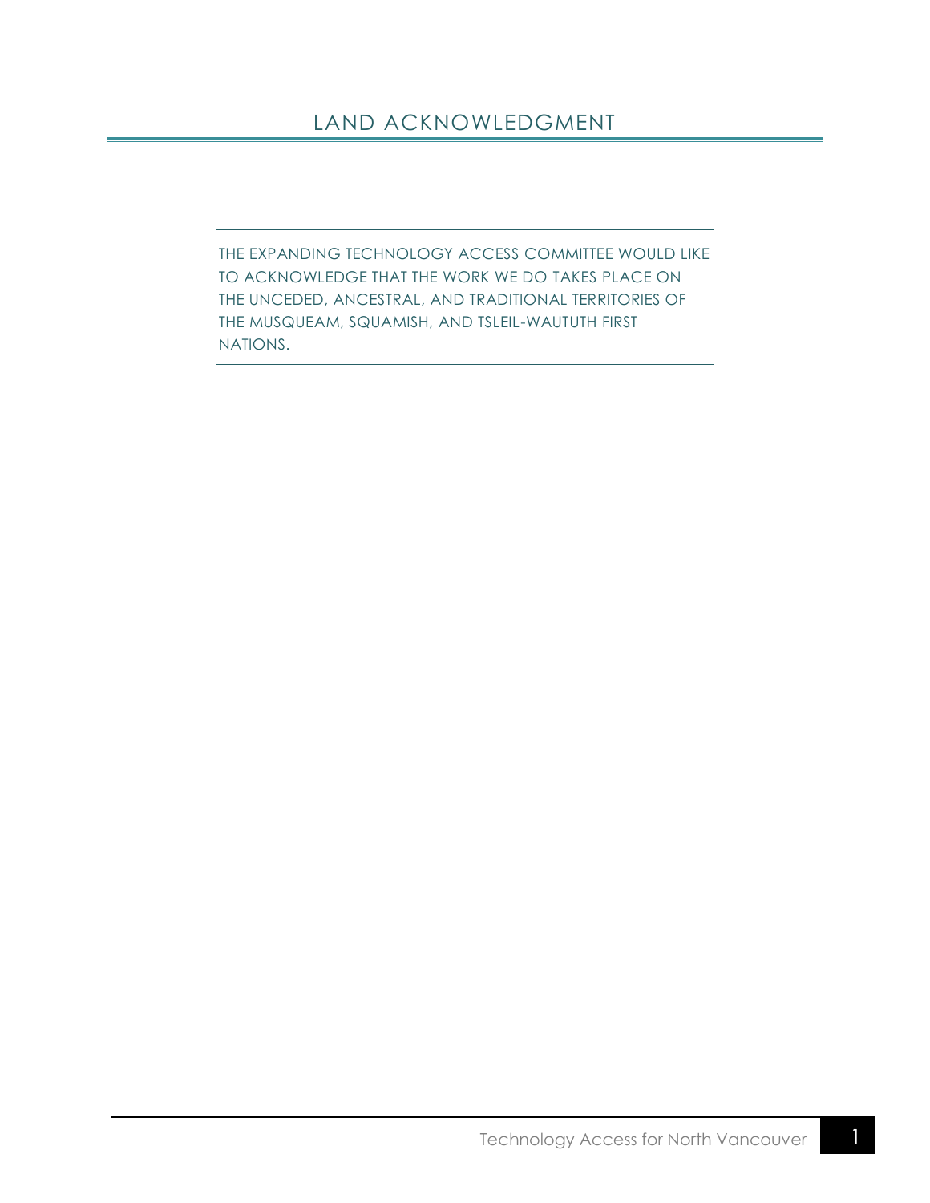# LAND ACKNOWLEDGMENT

THE EXPANDING TECHNOLOGY ACCESS COMMITTEE WOULD LIKE TO ACKNOWLEDGE THAT THE WORK WE DO TAKES PLACE ON THE UNCEDED, ANCESTRAL, AND TRADITIONAL TERRITORIES OF THE MUSQUEAM, SQUAMISH, AND TSLEIL-WAUTUTH FIRST NATIONS.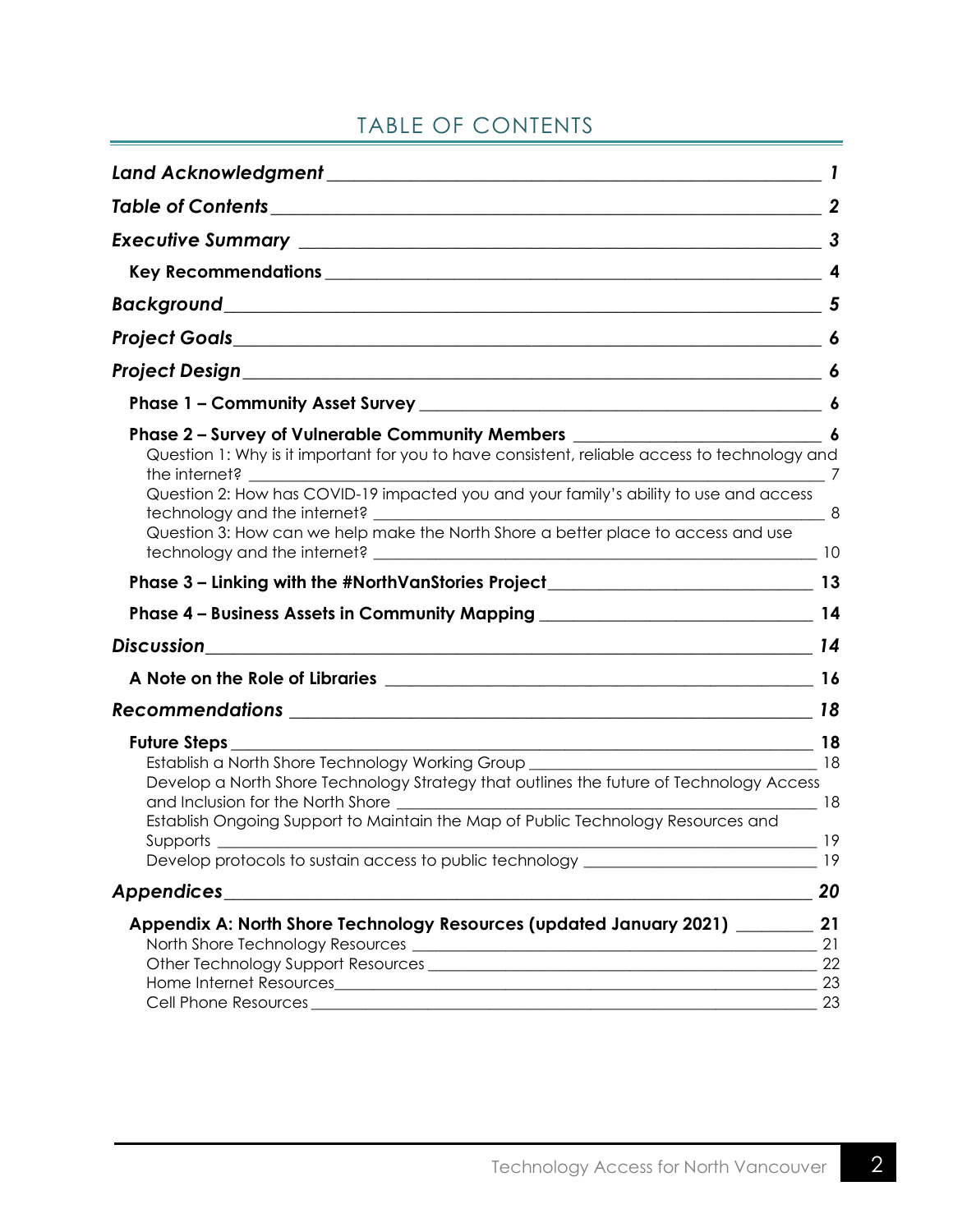# TABLE OF CONTENTS

- *Land Acknowledgment* — 1
- *Table of Contents* — 2
- *Executive Summary* — 3
  - **Key Recommendations** — 4
- *Background* — 5
- *Project Goals* — 6
- *Project Design* — 6
  - **Phase 1 – Community Asset Survey** — 6
  - **Phase 2 – Survey of Vulnerable Community Members** — 6
    - Question 1: Why is it important for you to have consistent, reliable access to technology and the internet? — 7
    - Question 2: How has COVID-19 impacted you and your family's ability to use and access technology and the internet? — 8
    - Question 3: How can we help make the North Shore a better place to access and use technology and the internet? — 10
  - **Phase 3 – Linking with the #NorthVanStories Project** — 13
  - **Phase 4 – Business Assets in Community Mapping** — 14
- *Discussion* — 14
  - **A Note on the Role of Libraries** — 16
- *Recommendations* — 18
  - **Future Steps** — 18
    - Establish a North Shore Technology Working Group — 18
    - Develop a North Shore Technology Strategy that outlines the future of Technology Access and Inclusion for the North Shore — 18
    - Establish Ongoing Support to Maintain the Map of Public Technology Resources and Supports — 19
    - Develop protocols to sustain access to public technology — 19
- *Appendices* — 20
  - **Appendix A: North Shore Technology Resources (updated January 2021)** — 21
    - North Shore Technology Resources — 21
    - Other Technology Support Resources — 22
    - Home Internet Resources — 23
    - Cell Phone Resources — 23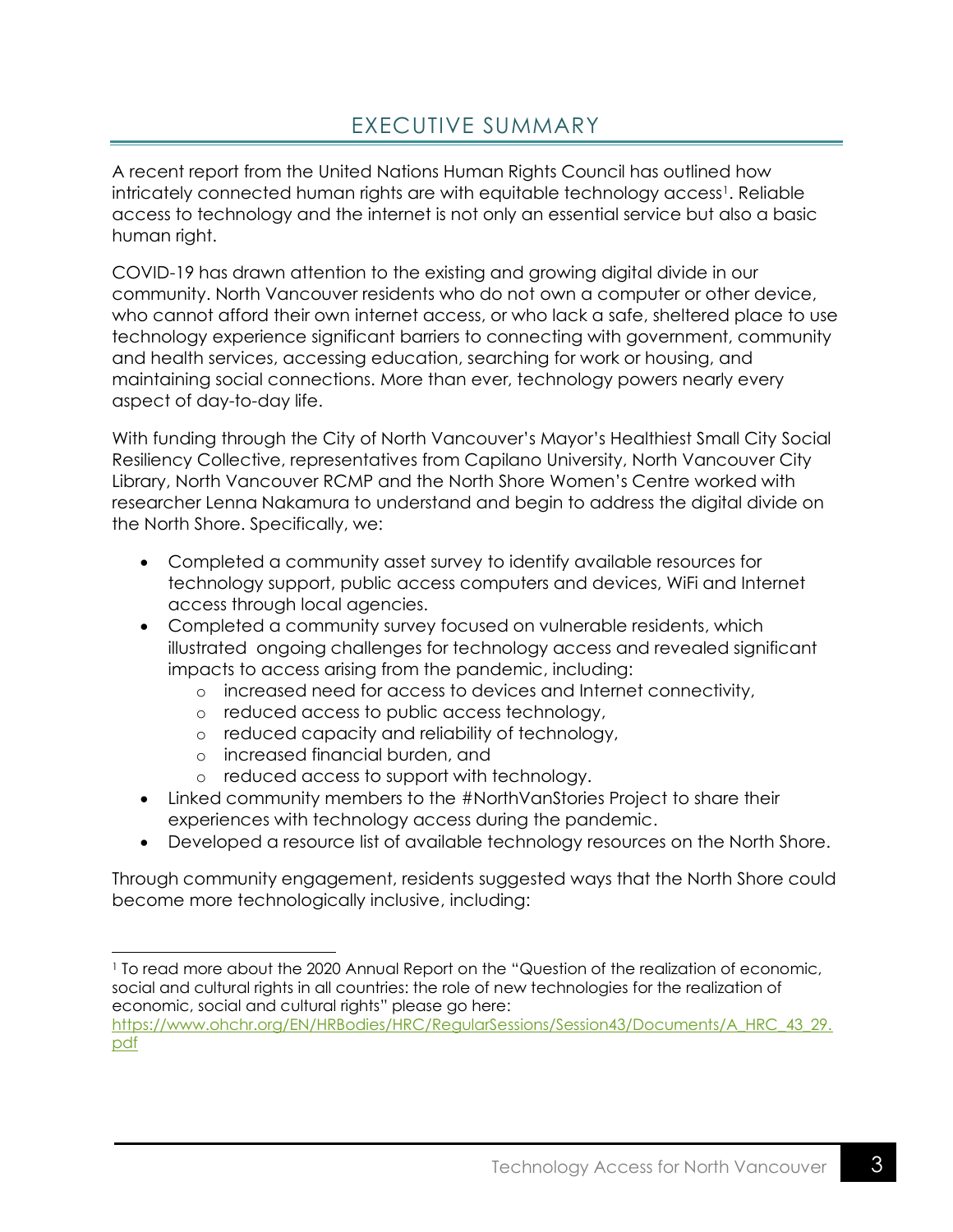# EXECUTIVE SUMMARY

A recent report from the United Nations Human Rights Council has outlined how intricately connected human rights are with equitable technology access[1]. Reliable access to technology and the internet is not only an essential service but also a basic human right.

COVID-19 has drawn attention to the existing and growing digital divide in our community. North Vancouver residents who do not own a computer or other device, who cannot afford their own internet access, or who lack a safe, sheltered place to use technology experience significant barriers to connecting with government, community and health services, accessing education, searching for work or housing, and maintaining social connections. More than ever, technology powers nearly every aspect of day-to-day life.

With funding through the City of North Vancouver's Mayor's Healthiest Small City Social Resiliency Collective, representatives from Capilano University, North Vancouver City Library, North Vancouver RCMP and the North Shore Women's Centre worked with researcher Lenna Nakamura to understand and begin to address the digital divide on the North Shore. Specifically, we:

- Completed a community asset survey to identify available resources for technology support, public access computers and devices, WiFi and Internet access through local agencies.
- Completed a community survey focused on vulnerable residents, which illustrated ongoing challenges for technology access and revealed significant impacts to access arising from the pandemic, including:
  - increased need for access to devices and Internet connectivity,
  - reduced access to public access technology,
  - reduced capacity and reliability of technology,
  - increased financial burden, and
  - reduced access to support with technology.
- Linked community members to the #NorthVanStories Project to share their experiences with technology access during the pandemic.
- Developed a resource list of available technology resources on the North Shore.

Through community engagement, residents suggested ways that the North Shore could become more technologically inclusive, including:

[1] To read more about the 2020 Annual Report on the "Question of the realization of economic, social and cultural rights in all countries: the role of new technologies for the realization of economic, social and cultural rights" please go here: https://www.ohchr.org/EN/HRBodies/HRC/RegularSessions/Session43/Documents/A_HRC_43_29.pdf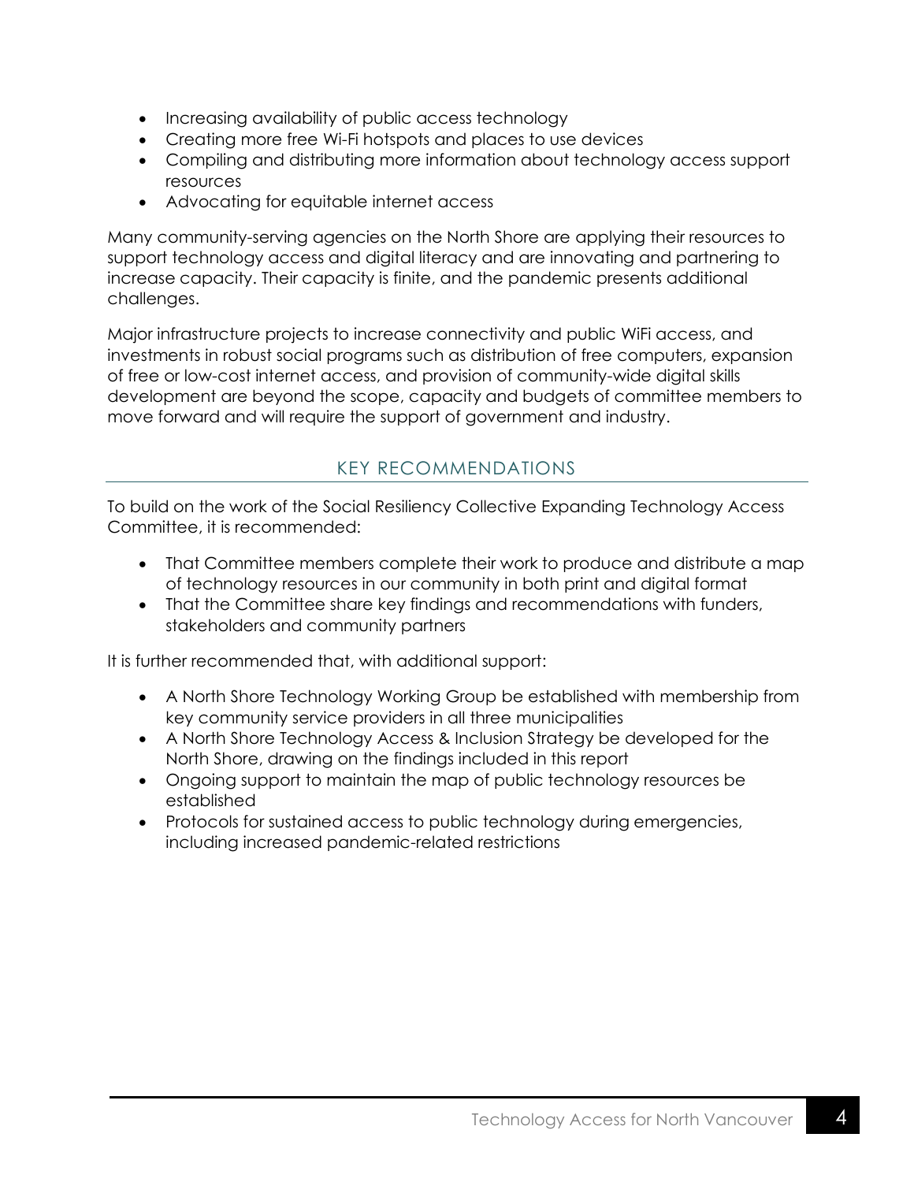- Increasing availability of public access technology
- Creating more free Wi-Fi hotspots and places to use devices
- Compiling and distributing more information about technology access support resources
- Advocating for equitable internet access

Many community-serving agencies on the North Shore are applying their resources to support technology access and digital literacy and are innovating and partnering to increase capacity. Their capacity is finite, and the pandemic presents additional challenges.

Major infrastructure projects to increase connectivity and public WiFi access, and investments in robust social programs such as distribution of free computers, expansion of free or low-cost internet access, and provision of community-wide digital skills development are beyond the scope, capacity and budgets of committee members to move forward and will require the support of government and industry.

## KEY RECOMMENDATIONS

To build on the work of the Social Resiliency Collective Expanding Technology Access Committee, it is recommended:

- That Committee members complete their work to produce and distribute a map of technology resources in our community in both print and digital format
- That the Committee share key findings and recommendations with funders, stakeholders and community partners

It is further recommended that, with additional support:

- A North Shore Technology Working Group be established with membership from key community service providers in all three municipalities
- A North Shore Technology Access & Inclusion Strategy be developed for the North Shore, drawing on the findings included in this report
- Ongoing support to maintain the map of public technology resources be established
- Protocols for sustained access to public technology during emergencies, including increased pandemic-related restrictions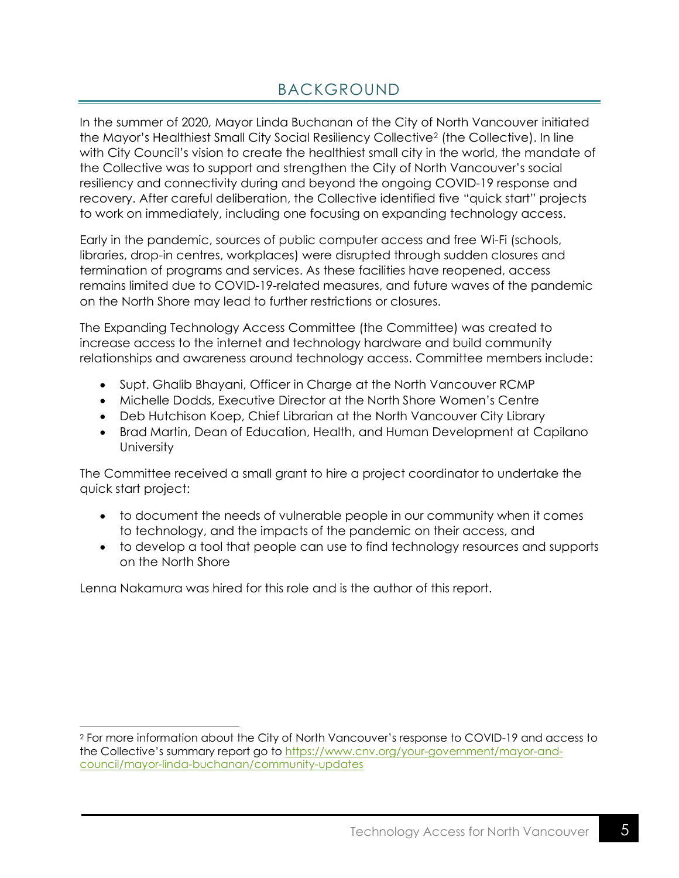## BACKGROUND

In the summer of 2020, Mayor Linda Buchanan of the City of North Vancouver initiated the Mayor's Healthiest Small City Social Resiliency Collective[2] (the Collective). In line with City Council's vision to create the healthiest small city in the world, the mandate of the Collective was to support and strengthen the City of North Vancouver's social resiliency and connectivity during and beyond the ongoing COVID-19 response and recovery. After careful deliberation, the Collective identified five "quick start" projects to work on immediately, including one focusing on expanding technology access.

Early in the pandemic, sources of public computer access and free Wi-Fi (schools, libraries, drop-in centres, workplaces) were disrupted through sudden closures and termination of programs and services. As these facilities have reopened, access remains limited due to COVID-19-related measures, and future waves of the pandemic on the North Shore may lead to further restrictions or closures.

The Expanding Technology Access Committee (the Committee) was created to increase access to the internet and technology hardware and build community relationships and awareness around technology access. Committee members include:

- Supt. Ghalib Bhayani, Officer in Charge at the North Vancouver RCMP
- Michelle Dodds, Executive Director at the North Shore Women's Centre
- Deb Hutchison Koep, Chief Librarian at the North Vancouver City Library
- Brad Martin, Dean of Education, Health, and Human Development at Capilano University

The Committee received a small grant to hire a project coordinator to undertake the quick start project:

- to document the needs of vulnerable people in our community when it comes to technology, and the impacts of the pandemic on their access, and
- to develop a tool that people can use to find technology resources and supports on the North Shore

Lenna Nakamura was hired for this role and is the author of this report.

---

[2] For more information about the City of North Vancouver's response to COVID-19 and access to the Collective's summary report go to https://www.cnv.org/your-government/mayor-and-council/mayor-linda-buchanan/community-updates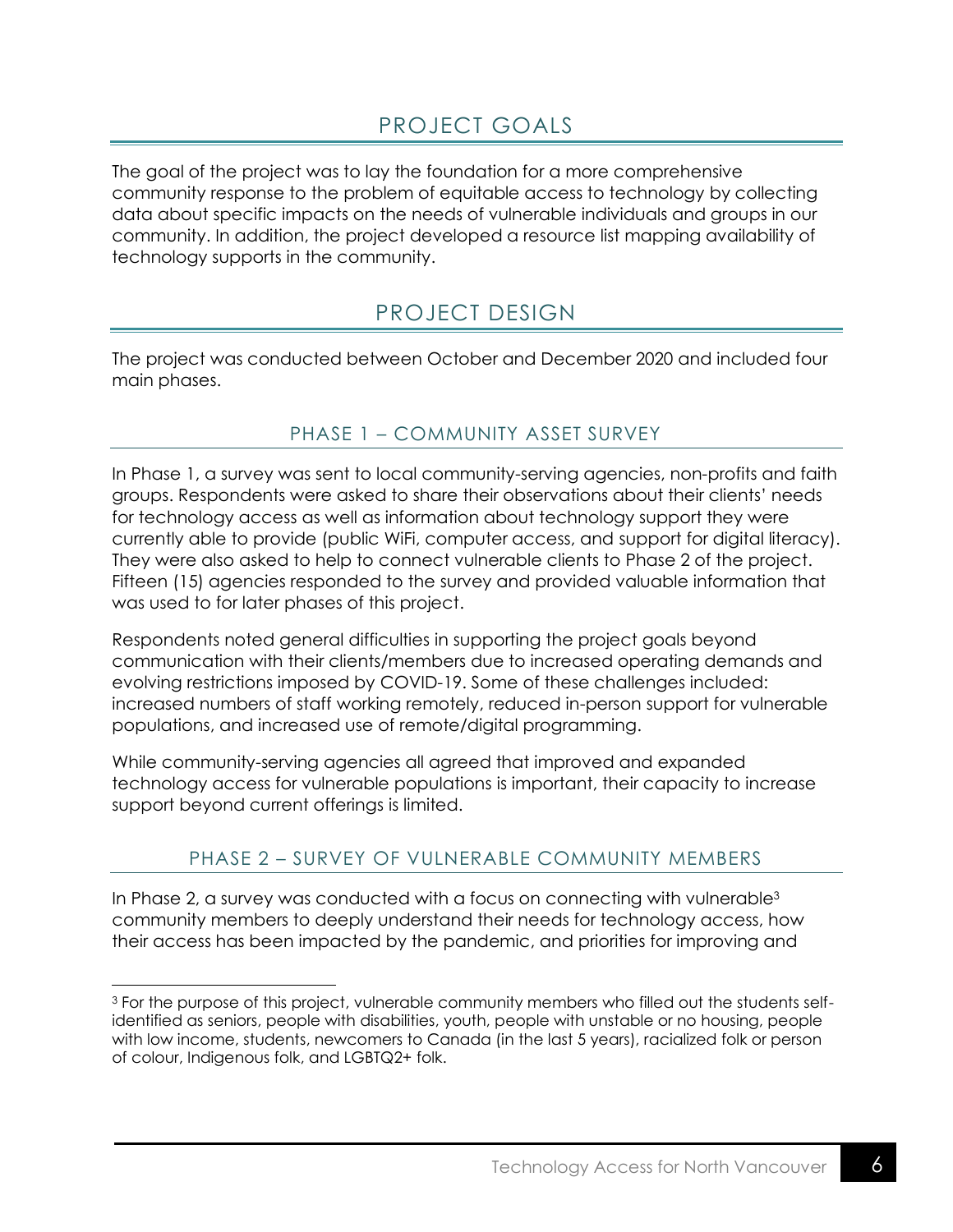## PROJECT GOALS

The goal of the project was to lay the foundation for a more comprehensive community response to the problem of equitable access to technology by collecting data about specific impacts on the needs of vulnerable individuals and groups in our community. In addition, the project developed a resource list mapping availability of technology supports in the community.

## PROJECT DESIGN

The project was conducted between October and December 2020 and included four main phases.

### PHASE 1 – COMMUNITY ASSET SURVEY

In Phase 1, a survey was sent to local community-serving agencies, non-profits and faith groups. Respondents were asked to share their observations about their clients' needs for technology access as well as information about technology support they were currently able to provide (public WiFi, computer access, and support for digital literacy). They were also asked to help to connect vulnerable clients to Phase 2 of the project. Fifteen (15) agencies responded to the survey and provided valuable information that was used to for later phases of this project.

Respondents noted general difficulties in supporting the project goals beyond communication with their clients/members due to increased operating demands and evolving restrictions imposed by COVID-19. Some of these challenges included: increased numbers of staff working remotely, reduced in-person support for vulnerable populations, and increased use of remote/digital programming.

While community-serving agencies all agreed that improved and expanded technology access for vulnerable populations is important, their capacity to increase support beyond current offerings is limited.

### PHASE 2 – SURVEY OF VULNERABLE COMMUNITY MEMBERS

In Phase 2, a survey was conducted with a focus on connecting with vulnerable[3] community members to deeply understand their needs for technology access, how their access has been impacted by the pandemic, and priorities for improving and

[3] For the purpose of this project, vulnerable community members who filled out the students self-identified as seniors, people with disabilities, youth, people with unstable or no housing, people with low income, students, newcomers to Canada (in the last 5 years), racialized folk or person of colour, Indigenous folk, and LGBTQ2+ folk.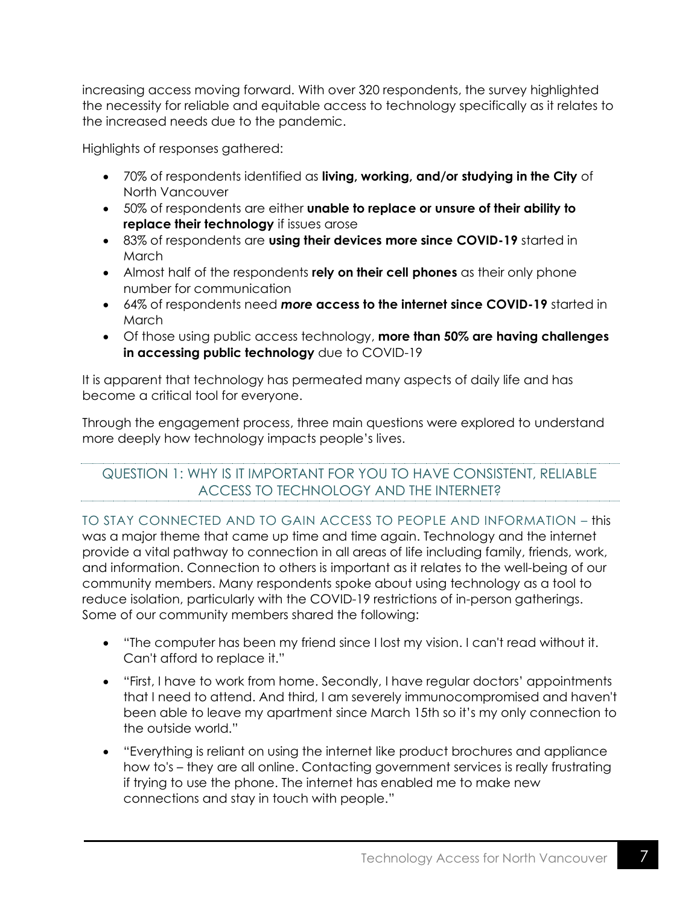increasing access moving forward. With over 320 respondents, the survey highlighted the necessity for reliable and equitable access to technology specifically as it relates to the increased needs due to the pandemic.

Highlights of responses gathered:

- 70% of respondents identified as **living, working, and/or studying in the City** of North Vancouver
- 50% of respondents are either **unable to replace or unsure of their ability to replace their technology** if issues arose
- 83% of respondents are **using their devices more since COVID-19** started in March
- Almost half of the respondents **rely on their cell phones** as their only phone number for communication
- 64% of respondents need ***more* access to the internet since COVID-19** started in March
- Of those using public access technology, **more than 50% are having challenges in accessing public technology** due to COVID-19

It is apparent that technology has permeated many aspects of daily life and has become a critical tool for everyone.

Through the engagement process, three main questions were explored to understand more deeply how technology impacts people's lives.

## QUESTION 1: WHY IS IT IMPORTANT FOR YOU TO HAVE CONSISTENT, RELIABLE ACCESS TO TECHNOLOGY AND THE INTERNET?

TO STAY CONNECTED AND TO GAIN ACCESS TO PEOPLE AND INFORMATION – this was a major theme that came up time and time again. Technology and the internet provide a vital pathway to connection in all areas of life including family, friends, work, and information. Connection to others is important as it relates to the well-being of our community members. Many respondents spoke about using technology as a tool to reduce isolation, particularly with the COVID-19 restrictions of in-person gatherings. Some of our community members shared the following:

- "The computer has been my friend since I lost my vision. I can't read without it. Can't afford to replace it."
- "First, I have to work from home. Secondly, I have regular doctors' appointments that I need to attend. And third, I am severely immunocompromised and haven't been able to leave my apartment since March 15th so it's my only connection to the outside world."
- "Everything is reliant on using the internet like product brochures and appliance how to's – they are all online. Contacting government services is really frustrating if trying to use the phone. The internet has enabled me to make new connections and stay in touch with people."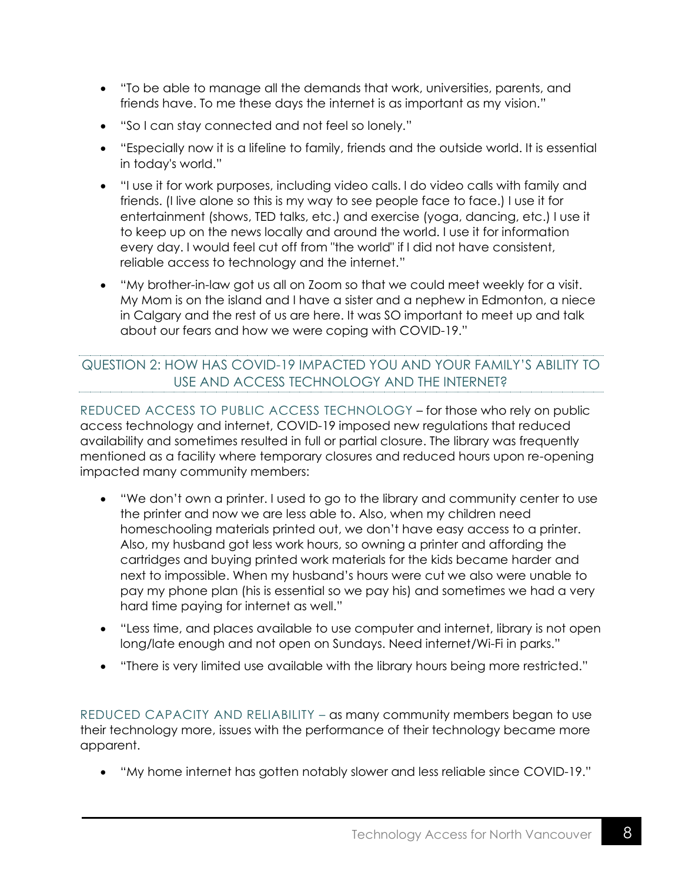- "To be able to manage all the demands that work, universities, parents, and friends have. To me these days the internet is as important as my vision."
- "So I can stay connected and not feel so lonely."
- "Especially now it is a lifeline to family, friends and the outside world. It is essential in today's world."
- "I use it for work purposes, including video calls. I do video calls with family and friends. (I live alone so this is my way to see people face to face.) I use it for entertainment (shows, TED talks, etc.) and exercise (yoga, dancing, etc.) I use it to keep up on the news locally and around the world. I use it for information every day. I would feel cut off from "the world" if I did not have consistent, reliable access to technology and the internet."
- "My brother-in-law got us all on Zoom so that we could meet weekly for a visit. My Mom is on the island and I have a sister and a nephew in Edmonton, a niece in Calgary and the rest of us are here. It was SO important to meet up and talk about our fears and how we were coping with COVID-19."

## QUESTION 2: HOW HAS COVID-19 IMPACTED YOU AND YOUR FAMILY'S ABILITY TO USE AND ACCESS TECHNOLOGY AND THE INTERNET?

REDUCED ACCESS TO PUBLIC ACCESS TECHNOLOGY – for those who rely on public access technology and internet, COVID-19 imposed new regulations that reduced availability and sometimes resulted in full or partial closure. The library was frequently mentioned as a facility where temporary closures and reduced hours upon re-opening impacted many community members:

- "We don't own a printer. I used to go to the library and community center to use the printer and now we are less able to. Also, when my children need homeschooling materials printed out, we don't have easy access to a printer. Also, my husband got less work hours, so owning a printer and affording the cartridges and buying printed work materials for the kids became harder and next to impossible. When my husband's hours were cut we also were unable to pay my phone plan (his is essential so we pay his) and sometimes we had a very hard time paying for internet as well."
- "Less time, and places available to use computer and internet, library is not open long/late enough and not open on Sundays. Need internet/Wi-Fi in parks."
- "There is very limited use available with the library hours being more restricted."

REDUCED CAPACITY AND RELIABILITY – as many community members began to use their technology more, issues with the performance of their technology became more apparent.

- "My home internet has gotten notably slower and less reliable since COVID-19."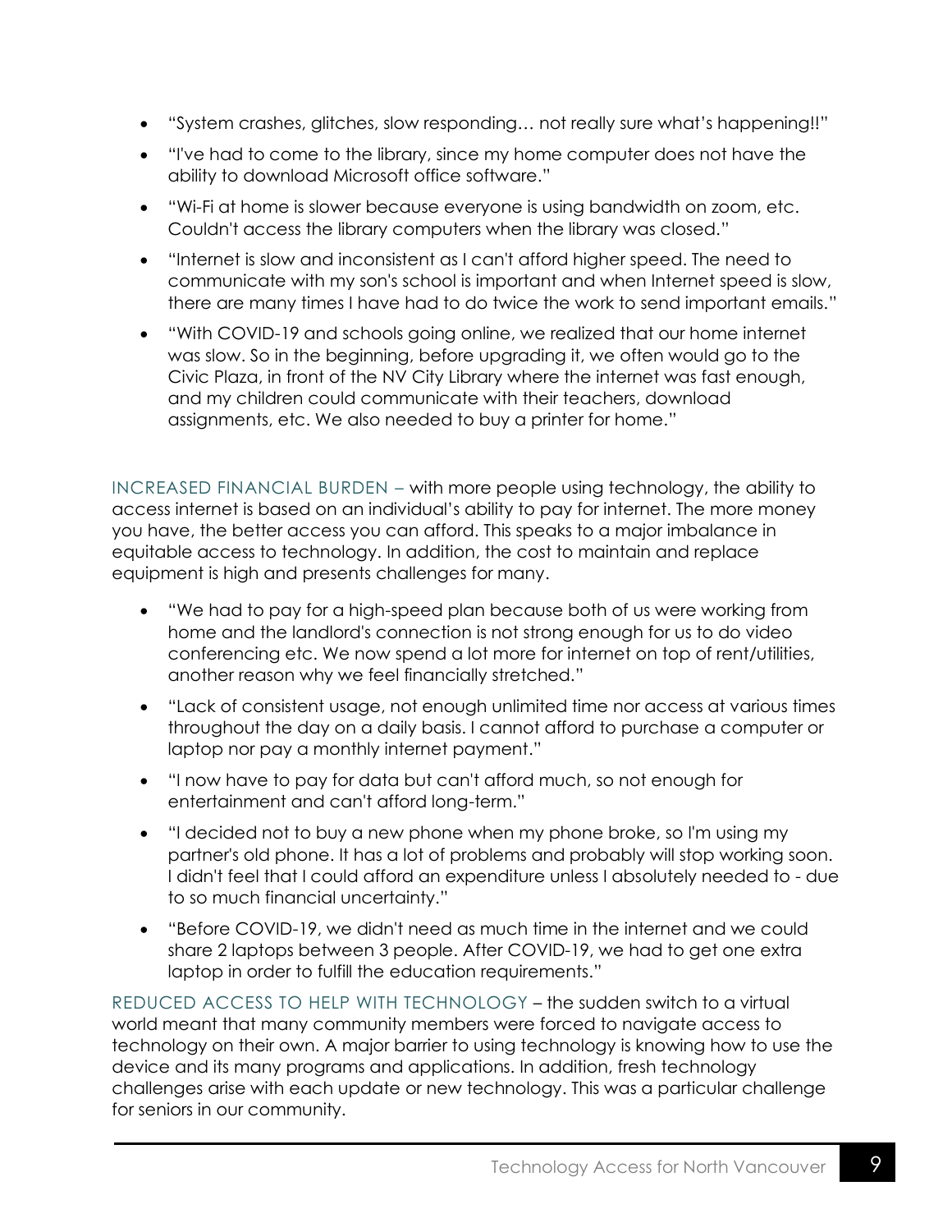- "System crashes, glitches, slow responding… not really sure what's happening!!"
- "I've had to come to the library, since my home computer does not have the ability to download Microsoft office software."
- "Wi-Fi at home is slower because everyone is using bandwidth on zoom, etc. Couldn't access the library computers when the library was closed."
- "Internet is slow and inconsistent as I can't afford higher speed. The need to communicate with my son's school is important and when Internet speed is slow, there are many times I have had to do twice the work to send important emails."
- "With COVID-19 and schools going online, we realized that our home internet was slow. So in the beginning, before upgrading it, we often would go to the Civic Plaza, in front of the NV City Library where the internet was fast enough, and my children could communicate with their teachers, download assignments, etc. We also needed to buy a printer for home."

INCREASED FINANCIAL BURDEN – with more people using technology, the ability to access internet is based on an individual's ability to pay for internet. The more money you have, the better access you can afford. This speaks to a major imbalance in equitable access to technology. In addition, the cost to maintain and replace equipment is high and presents challenges for many.

- "We had to pay for a high-speed plan because both of us were working from home and the landlord's connection is not strong enough for us to do video conferencing etc. We now spend a lot more for internet on top of rent/utilities, another reason why we feel financially stretched."
- "Lack of consistent usage, not enough unlimited time nor access at various times throughout the day on a daily basis. I cannot afford to purchase a computer or laptop nor pay a monthly internet payment."
- "I now have to pay for data but can't afford much, so not enough for entertainment and can't afford long-term."
- "I decided not to buy a new phone when my phone broke, so I'm using my partner's old phone. It has a lot of problems and probably will stop working soon. I didn't feel that I could afford an expenditure unless I absolutely needed to - due to so much financial uncertainty."
- "Before COVID-19, we didn't need as much time in the internet and we could share 2 laptops between 3 people. After COVID-19, we had to get one extra laptop in order to fulfill the education requirements."

REDUCED ACCESS TO HELP WITH TECHNOLOGY – the sudden switch to a virtual world meant that many community members were forced to navigate access to technology on their own. A major barrier to using technology is knowing how to use the device and its many programs and applications. In addition, fresh technology challenges arise with each update or new technology. This was a particular challenge for seniors in our community.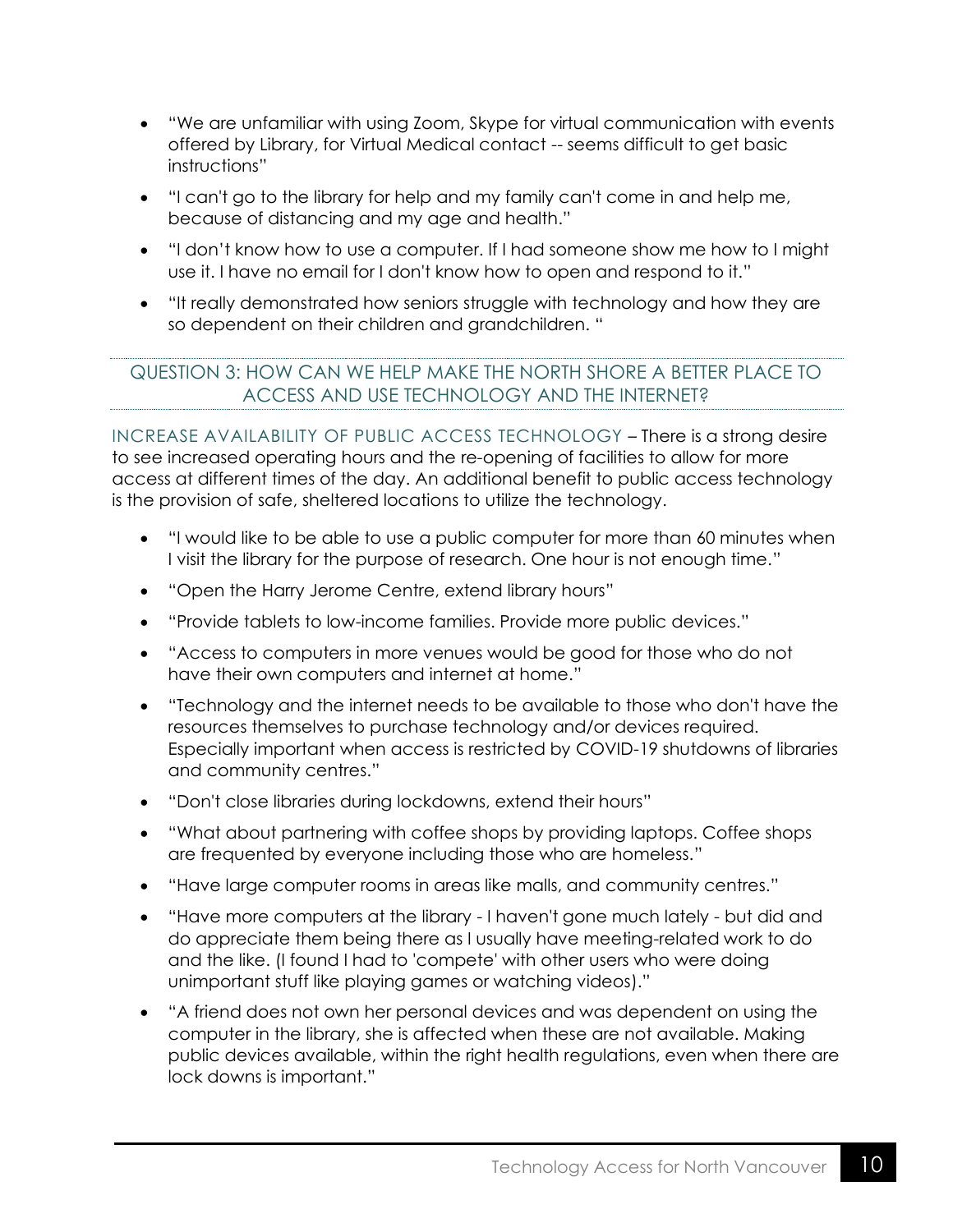- "We are unfamiliar with using Zoom, Skype for virtual communication with events offered by Library, for Virtual Medical contact -- seems difficult to get basic instructions"
- "I can't go to the library for help and my family can't come in and help me, because of distancing and my age and health."
- "I don't know how to use a computer. If I had someone show me how to I might use it. I have no email for I don't know how to open and respond to it."
- "It really demonstrated how seniors struggle with technology and how they are so dependent on their children and grandchildren. "

## QUESTION 3: HOW CAN WE HELP MAKE THE NORTH SHORE A BETTER PLACE TO ACCESS AND USE TECHNOLOGY AND THE INTERNET?

INCREASE AVAILABILITY OF PUBLIC ACCESS TECHNOLOGY – There is a strong desire to see increased operating hours and the re-opening of facilities to allow for more access at different times of the day. An additional benefit to public access technology is the provision of safe, sheltered locations to utilize the technology.

- "I would like to be able to use a public computer for more than 60 minutes when I visit the library for the purpose of research. One hour is not enough time."
- "Open the Harry Jerome Centre, extend library hours"
- "Provide tablets to low-income families. Provide more public devices."
- "Access to computers in more venues would be good for those who do not have their own computers and internet at home."
- "Technology and the internet needs to be available to those who don't have the resources themselves to purchase technology and/or devices required. Especially important when access is restricted by COVID-19 shutdowns of libraries and community centres."
- "Don't close libraries during lockdowns, extend their hours"
- "What about partnering with coffee shops by providing laptops. Coffee shops are frequented by everyone including those who are homeless."
- "Have large computer rooms in areas like malls, and community centres."
- "Have more computers at the library - I haven't gone much lately - but did and do appreciate them being there as I usually have meeting-related work to do and the like. (I found I had to 'compete' with other users who were doing unimportant stuff like playing games or watching videos)."
- "A friend does not own her personal devices and was dependent on using the computer in the library, she is affected when these are not available. Making public devices available, within the right health regulations, even when there are lock downs is important."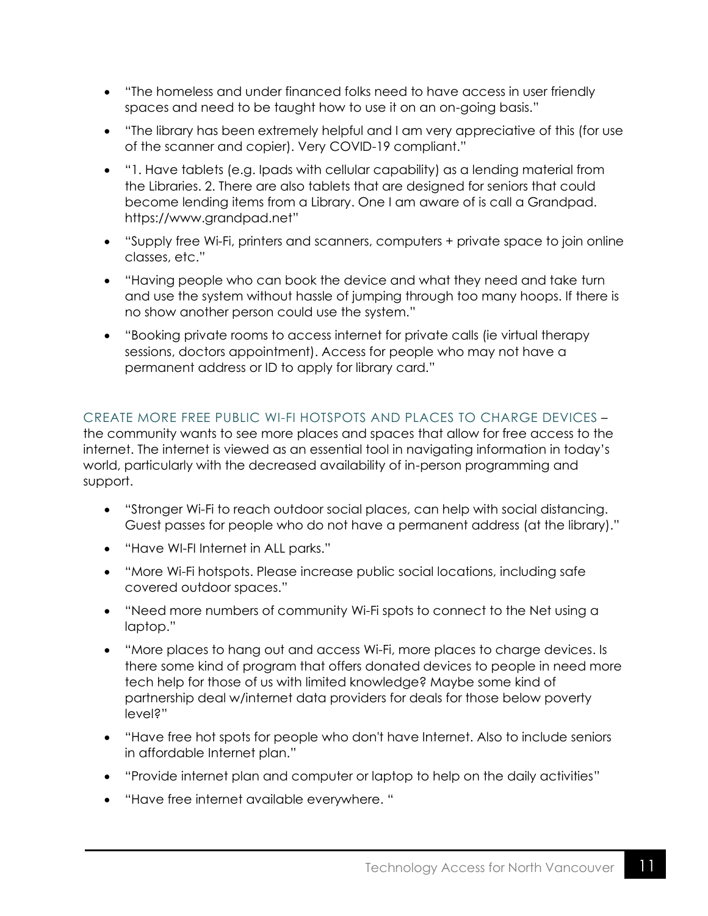- "The homeless and under financed folks need to have access in user friendly spaces and need to be taught how to use it on an on-going basis."
- "The library has been extremely helpful and I am very appreciative of this (for use of the scanner and copier). Very COVID-19 compliant."
- "1. Have tablets (e.g. Ipads with cellular capability) as a lending material from the Libraries. 2. There are also tablets that are designed for seniors that could become lending items from a Library. One I am aware of is call a Grandpad. https://www.grandpad.net"
- "Supply free Wi-Fi, printers and scanners, computers + private space to join online classes, etc."
- "Having people who can book the device and what they need and take turn and use the system without hassle of jumping through too many hoops. If there is no show another person could use the system."
- "Booking private rooms to access internet for private calls (ie virtual therapy sessions, doctors appointment). Access for people who may not have a permanent address or ID to apply for library card."

CREATE MORE FREE PUBLIC WI-FI HOTSPOTS AND PLACES TO CHARGE DEVICES – the community wants to see more places and spaces that allow for free access to the internet. The internet is viewed as an essential tool in navigating information in today's world, particularly with the decreased availability of in-person programming and support.

- "Stronger Wi-Fi to reach outdoor social places, can help with social distancing. Guest passes for people who do not have a permanent address (at the library)."
- "Have WI-FI Internet in ALL parks."
- "More Wi-Fi hotspots. Please increase public social locations, including safe covered outdoor spaces."
- "Need more numbers of community Wi-Fi spots to connect to the Net using a laptop."
- "More places to hang out and access Wi-Fi, more places to charge devices. Is there some kind of program that offers donated devices to people in need more tech help for those of us with limited knowledge? Maybe some kind of partnership deal w/internet data providers for deals for those below poverty level?"
- "Have free hot spots for people who don't have Internet. Also to include seniors in affordable Internet plan."
- "Provide internet plan and computer or laptop to help on the daily activities"
- "Have free internet available everywhere. "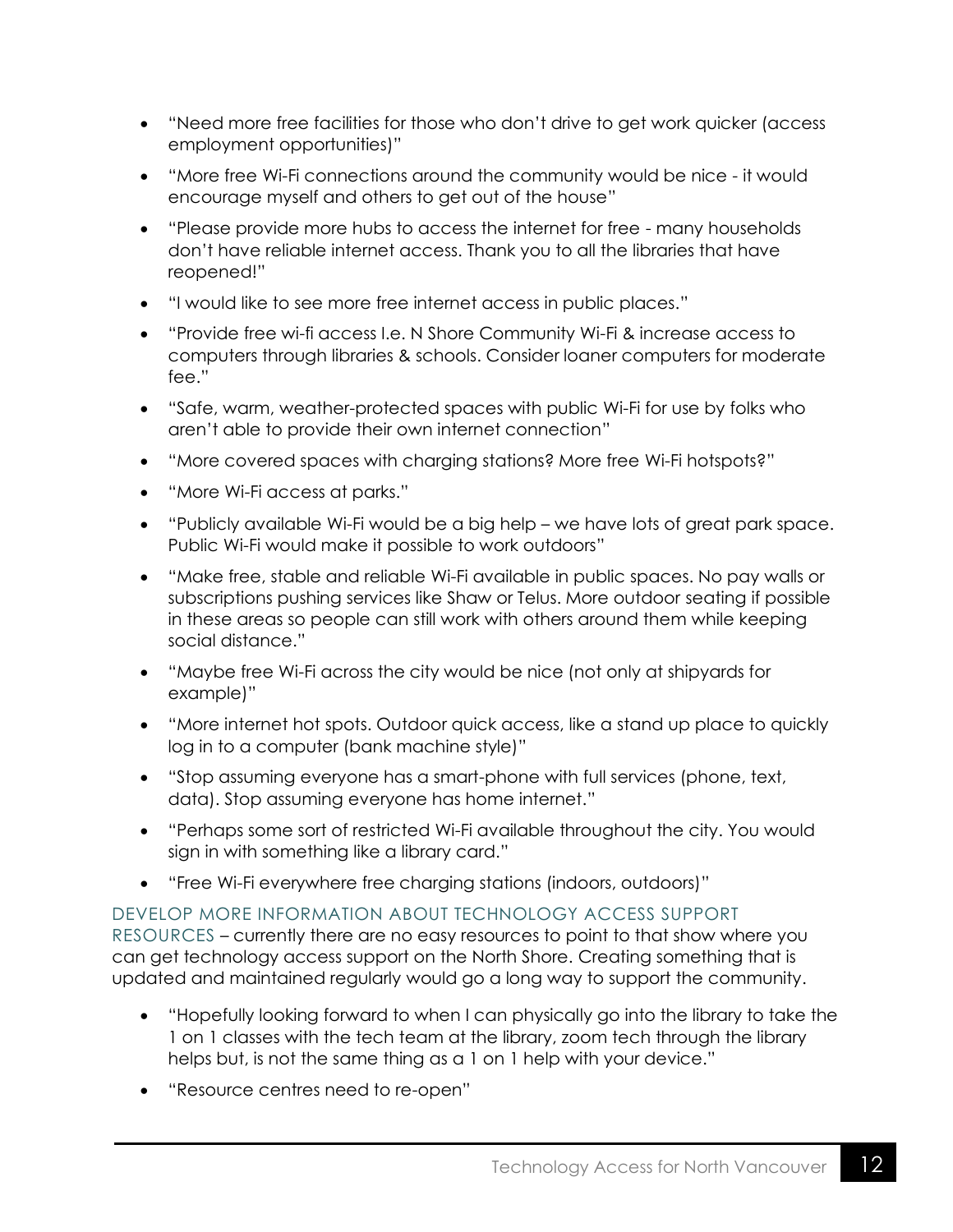- "Need more free facilities for those who don't drive to get work quicker (access employment opportunities)"
- "More free Wi-Fi connections around the community would be nice - it would encourage myself and others to get out of the house"
- "Please provide more hubs to access the internet for free - many households don't have reliable internet access. Thank you to all the libraries that have reopened!"
- "I would like to see more free internet access in public places."
- "Provide free wi-fi access I.e. N Shore Community Wi-Fi & increase access to computers through libraries & schools. Consider loaner computers for moderate fee."
- "Safe, warm, weather-protected spaces with public Wi-Fi for use by folks who aren't able to provide their own internet connection"
- "More covered spaces with charging stations? More free Wi-Fi hotspots?"
- "More Wi-Fi access at parks."
- "Publicly available Wi-Fi would be a big help – we have lots of great park space. Public Wi-Fi would make it possible to work outdoors"
- "Make free, stable and reliable Wi-Fi available in public spaces. No pay walls or subscriptions pushing services like Shaw or Telus. More outdoor seating if possible in these areas so people can still work with others around them while keeping social distance."
- "Maybe free Wi-Fi across the city would be nice (not only at shipyards for example)"
- "More internet hot spots. Outdoor quick access, like a stand up place to quickly log in to a computer (bank machine style)"
- "Stop assuming everyone has a smart-phone with full services (phone, text, data). Stop assuming everyone has home internet."
- "Perhaps some sort of restricted Wi-Fi available throughout the city. You would sign in with something like a library card."
- "Free Wi-Fi everywhere free charging stations (indoors, outdoors)"

DEVELOP MORE INFORMATION ABOUT TECHNOLOGY ACCESS SUPPORT RESOURCES – currently there are no easy resources to point to that show where you can get technology access support on the North Shore. Creating something that is updated and maintained regularly would go a long way to support the community.

- "Hopefully looking forward to when I can physically go into the library to take the 1 on 1 classes with the tech team at the library, zoom tech through the library helps but, is not the same thing as a 1 on 1 help with your device."
- "Resource centres need to re-open"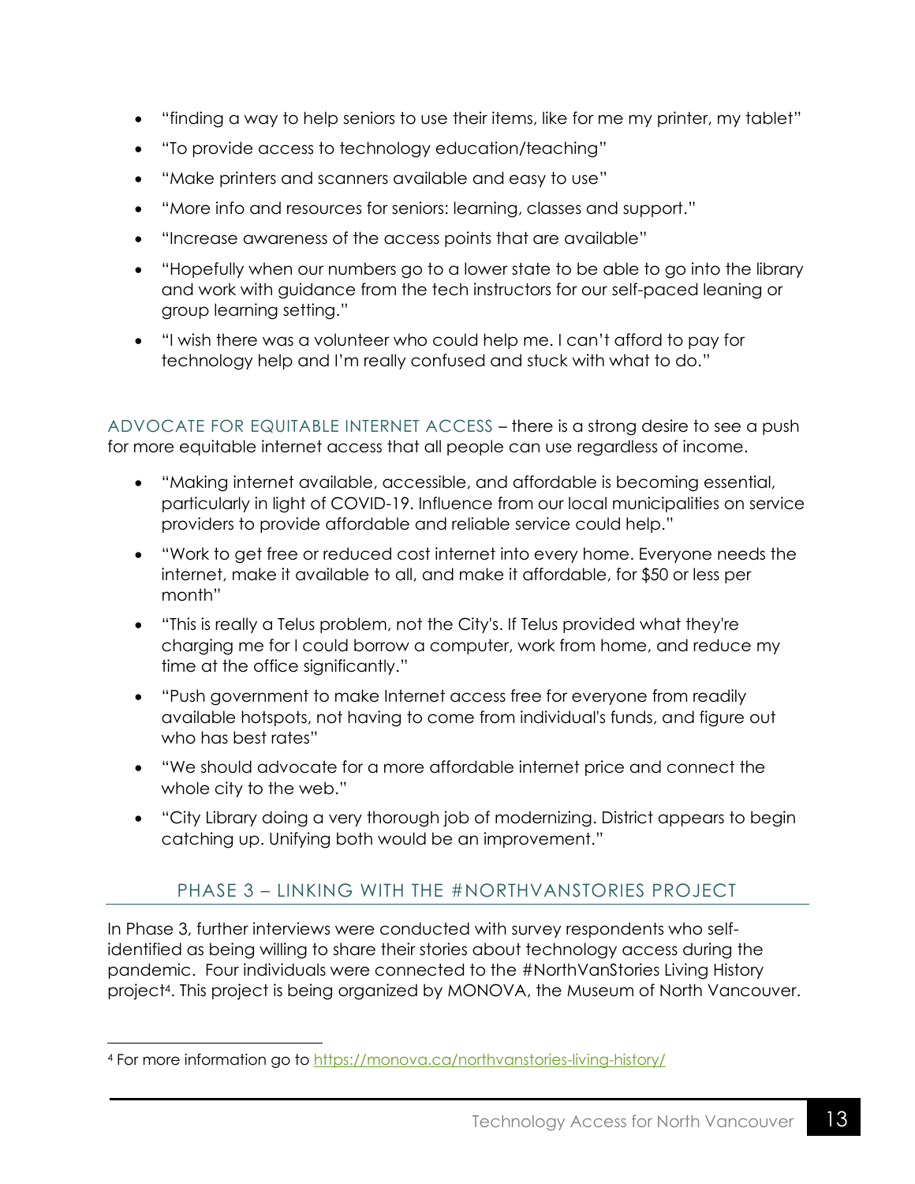- "finding a way to help seniors to use their items, like for me my printer, my tablet"
- "To provide access to technology education/teaching"
- "Make printers and scanners available and easy to use"
- "More info and resources for seniors: learning, classes and support."
- "Increase awareness of the access points that are available"
- "Hopefully when our numbers go to a lower state to be able to go into the library and work with guidance from the tech instructors for our self-paced leaning or group learning setting."
- "I wish there was a volunteer who could help me. I can't afford to pay for technology help and I'm really confused and stuck with what to do."

ADVOCATE FOR EQUITABLE INTERNET ACCESS – there is a strong desire to see a push for more equitable internet access that all people can use regardless of income.

- "Making internet available, accessible, and affordable is becoming essential, particularly in light of COVID-19. Influence from our local municipalities on service providers to provide affordable and reliable service could help."
- "Work to get free or reduced cost internet into every home. Everyone needs the internet, make it available to all, and make it affordable, for $50 or less per month"
- "This is really a Telus problem, not the City's. If Telus provided what they're charging me for I could borrow a computer, work from home, and reduce my time at the office significantly."
- "Push government to make Internet access free for everyone from readily available hotspots, not having to come from individual's funds, and figure out who has best rates"
- "We should advocate for a more affordable internet price and connect the whole city to the web."
- "City Library doing a very thorough job of modernizing. District appears to begin catching up. Unifying both would be an improvement."

## PHASE 3 – LINKING WITH THE #NORTHVANSTORIES PROJECT

In Phase 3, further interviews were conducted with survey respondents who self-identified as being willing to share their stories about technology access during the pandemic. Four individuals were connected to the #NorthVanStories Living History project[4]. This project is being organized by MONOVA, the Museum of North Vancouver.

[4] For more information go to https://monova.ca/northvanstories-living-history/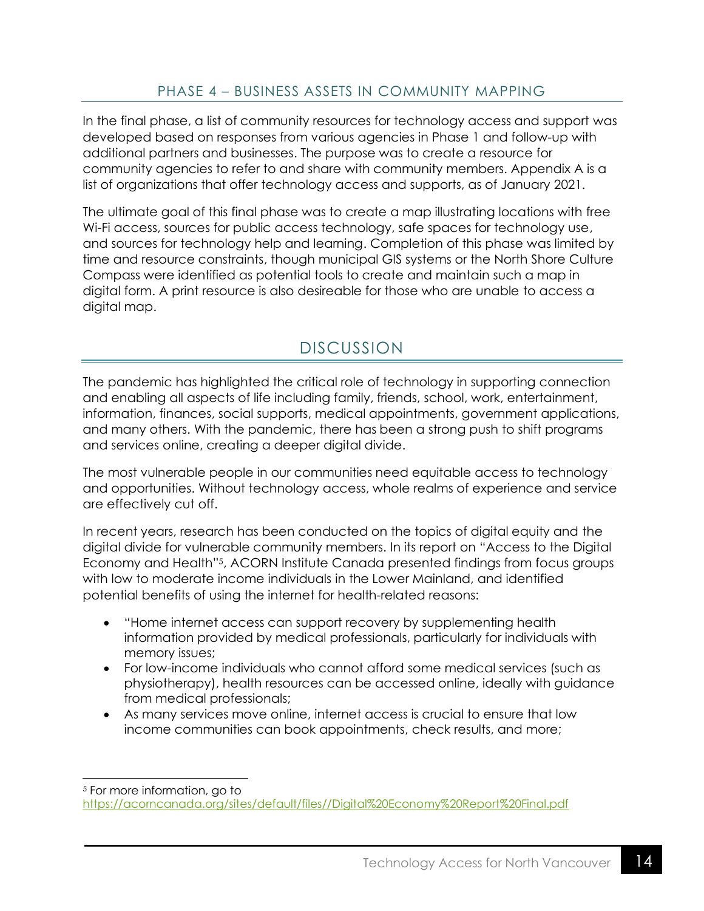### PHASE 4 – BUSINESS ASSETS IN COMMUNITY MAPPING

In the final phase, a list of community resources for technology access and support was developed based on responses from various agencies in Phase 1 and follow-up with additional partners and businesses. The purpose was to create a resource for community agencies to refer to and share with community members. Appendix A is a list of organizations that offer technology access and supports, as of January 2021.

The ultimate goal of this final phase was to create a map illustrating locations with free Wi-Fi access, sources for public access technology, safe spaces for technology use, and sources for technology help and learning. Completion of this phase was limited by time and resource constraints, though municipal GIS systems or the North Shore Culture Compass were identified as potential tools to create and maintain such a map in digital form. A print resource is also desireable for those who are unable to access a digital map.

## DISCUSSION

The pandemic has highlighted the critical role of technology in supporting connection and enabling all aspects of life including family, friends, school, work, entertainment, information, finances, social supports, medical appointments, government applications, and many others. With the pandemic, there has been a strong push to shift programs and services online, creating a deeper digital divide.

The most vulnerable people in our communities need equitable access to technology and opportunities. Without technology access, whole realms of experience and service are effectively cut off.

In recent years, research has been conducted on the topics of digital equity and the digital divide for vulnerable community members. In its report on "Access to the Digital Economy and Health"[5], ACORN Institute Canada presented findings from focus groups with low to moderate income individuals in the Lower Mainland, and identified potential benefits of using the internet for health-related reasons:

- "Home internet access can support recovery by supplementing health information provided by medical professionals, particularly for individuals with memory issues;
- For low-income individuals who cannot afford some medical services (such as physiotherapy), health resources can be accessed online, ideally with guidance from medical professionals;
- As many services move online, internet access is crucial to ensure that low income communities can book appointments, check results, and more;

[5] For more information, go to https://acorncanada.org/sites/default/files//Digital%20Economy%20Report%20Final.pdf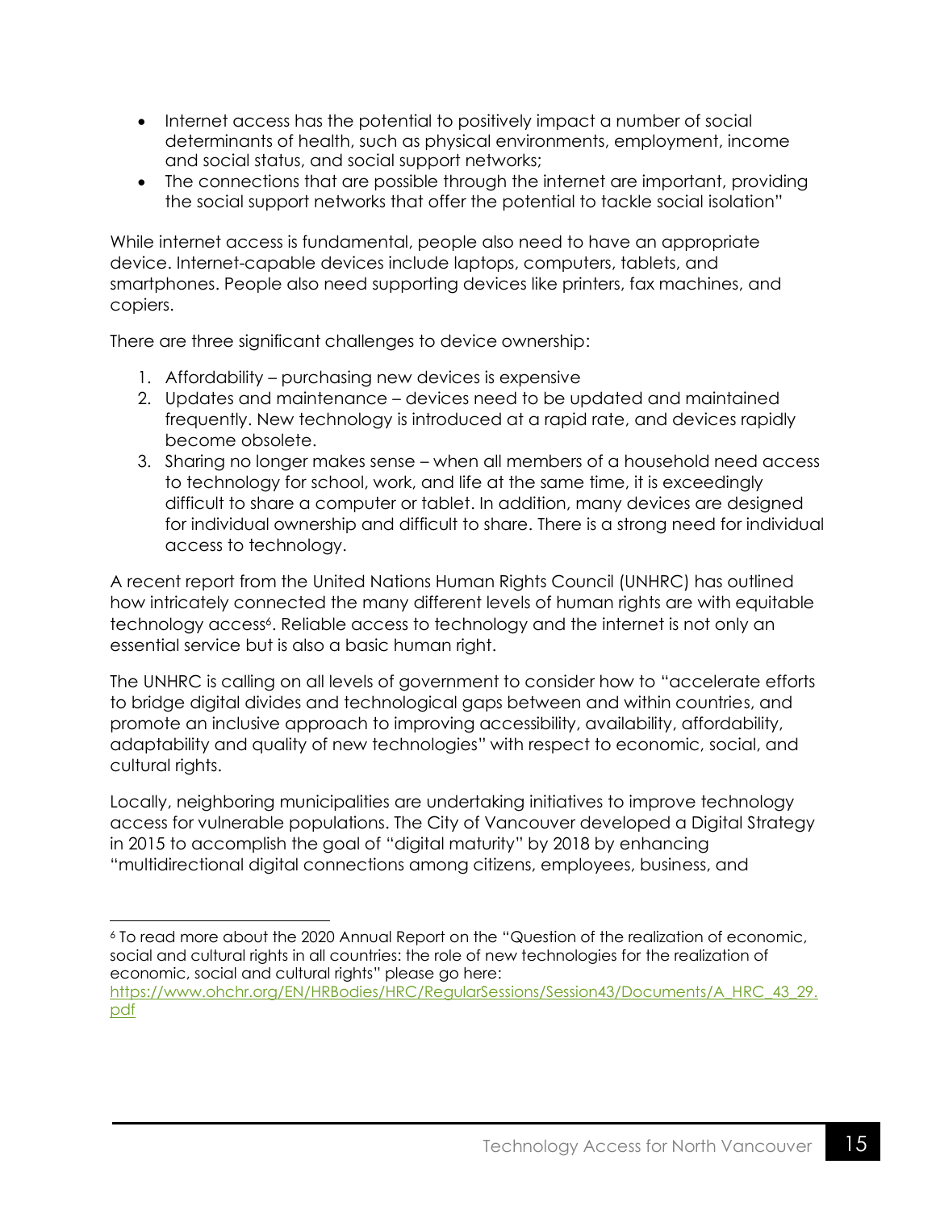- Internet access has the potential to positively impact a number of social determinants of health, such as physical environments, employment, income and social status, and social support networks;
- The connections that are possible through the internet are important, providing the social support networks that offer the potential to tackle social isolation"

While internet access is fundamental, people also need to have an appropriate device. Internet-capable devices include laptops, computers, tablets, and smartphones. People also need supporting devices like printers, fax machines, and copiers.

There are three significant challenges to device ownership:

1. Affordability – purchasing new devices is expensive
2. Updates and maintenance – devices need to be updated and maintained frequently. New technology is introduced at a rapid rate, and devices rapidly become obsolete.
3. Sharing no longer makes sense – when all members of a household need access to technology for school, work, and life at the same time, it is exceedingly difficult to share a computer or tablet. In addition, many devices are designed for individual ownership and difficult to share. There is a strong need for individual access to technology.

A recent report from the United Nations Human Rights Council (UNHRC) has outlined how intricately connected the many different levels of human rights are with equitable technology access[6]. Reliable access to technology and the internet is not only an essential service but is also a basic human right.

The UNHRC is calling on all levels of government to consider how to "accelerate efforts to bridge digital divides and technological gaps between and within countries, and promote an inclusive approach to improving accessibility, availability, affordability, adaptability and quality of new technologies" with respect to economic, social, and cultural rights.

Locally, neighboring municipalities are undertaking initiatives to improve technology access for vulnerable populations. The City of Vancouver developed a Digital Strategy in 2015 to accomplish the goal of "digital maturity" by 2018 by enhancing "multidirectional digital connections among citizens, employees, business, and

---

[6] To read more about the 2020 Annual Report on the "Question of the realization of economic, social and cultural rights in all countries: the role of new technologies for the realization of economic, social and cultural rights" please go here: https://www.ohchr.org/EN/HRBodies/HRC/RegularSessions/Session43/Documents/A_HRC_43_29.pdf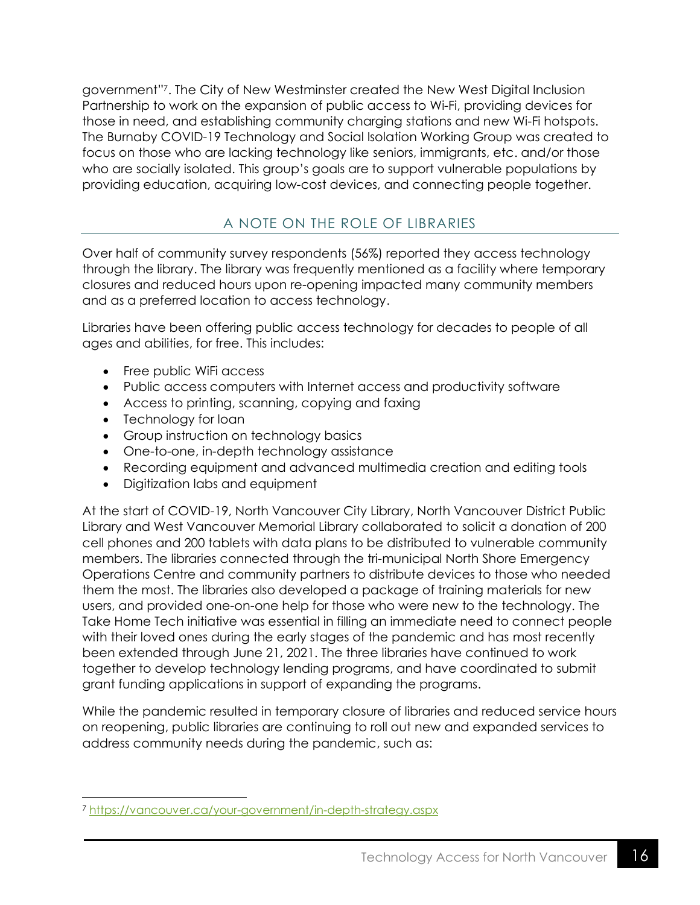government"[7]. The City of New Westminster created the New West Digital Inclusion Partnership to work on the expansion of public access to Wi-Fi, providing devices for those in need, and establishing community charging stations and new Wi-Fi hotspots. The Burnaby COVID-19 Technology and Social Isolation Working Group was created to focus on those who are lacking technology like seniors, immigrants, etc. and/or those who are socially isolated. This group's goals are to support vulnerable populations by providing education, acquiring low-cost devices, and connecting people together.

## A NOTE ON THE ROLE OF LIBRARIES

Over half of community survey respondents (56%) reported they access technology through the library. The library was frequently mentioned as a facility where temporary closures and reduced hours upon re-opening impacted many community members and as a preferred location to access technology.

Libraries have been offering public access technology for decades to people of all ages and abilities, for free. This includes:

- Free public WiFi access
- Public access computers with Internet access and productivity software
- Access to printing, scanning, copying and faxing
- Technology for loan
- Group instruction on technology basics
- One-to-one, in-depth technology assistance
- Recording equipment and advanced multimedia creation and editing tools
- Digitization labs and equipment

At the start of COVID-19, North Vancouver City Library, North Vancouver District Public Library and West Vancouver Memorial Library collaborated to solicit a donation of 200 cell phones and 200 tablets with data plans to be distributed to vulnerable community members. The libraries connected through the tri-municipal North Shore Emergency Operations Centre and community partners to distribute devices to those who needed them the most. The libraries also developed a package of training materials for new users, and provided one-on-one help for those who were new to the technology. The Take Home Tech initiative was essential in filling an immediate need to connect people with their loved ones during the early stages of the pandemic and has most recently been extended through June 21, 2021. The three libraries have continued to work together to develop technology lending programs, and have coordinated to submit grant funding applications in support of expanding the programs.

While the pandemic resulted in temporary closure of libraries and reduced service hours on reopening, public libraries are continuing to roll out new and expanded services to address community needs during the pandemic, such as:

[7] https://vancouver.ca/your-government/in-depth-strategy.aspx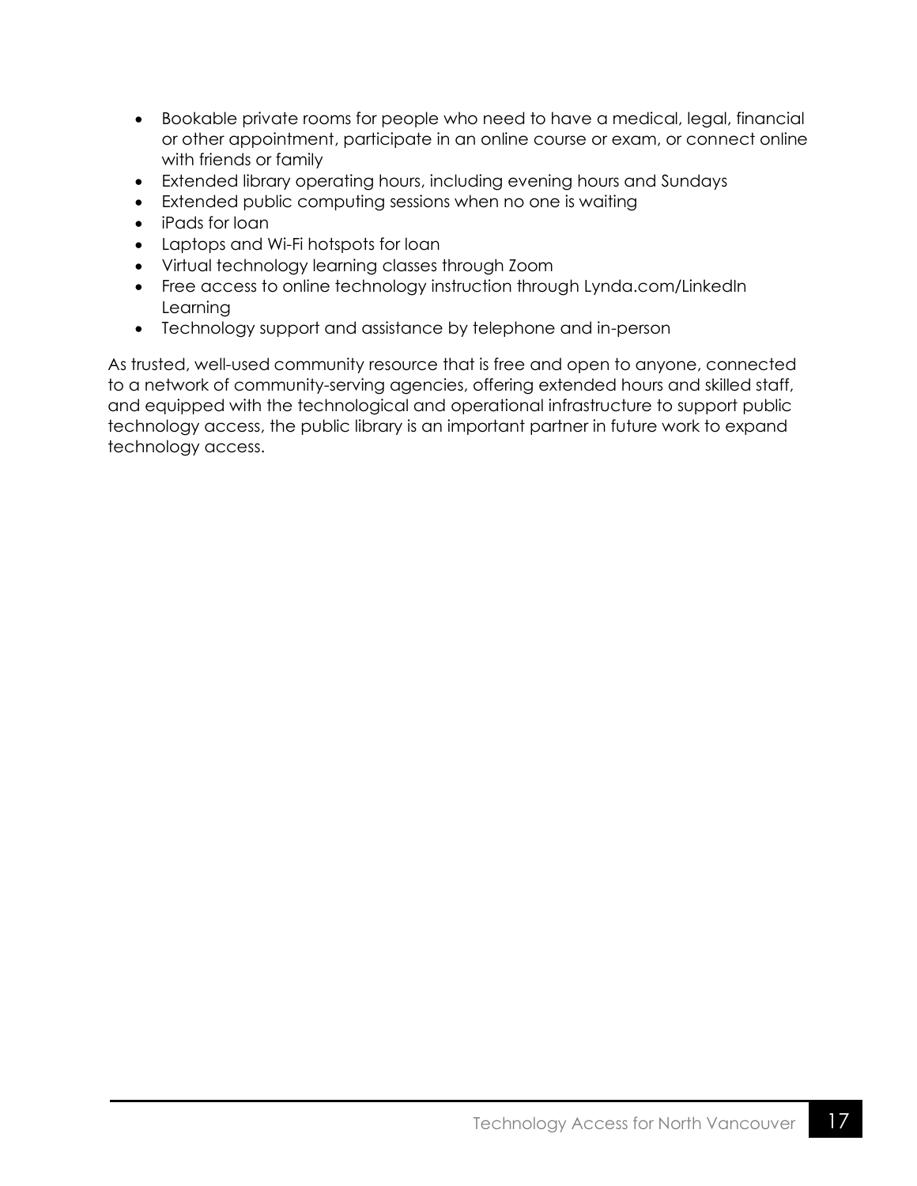- Bookable private rooms for people who need to have a medical, legal, financial or other appointment, participate in an online course or exam, or connect online with friends or family
- Extended library operating hours, including evening hours and Sundays
- Extended public computing sessions when no one is waiting
- iPads for loan
- Laptops and Wi-Fi hotspots for loan
- Virtual technology learning classes through Zoom
- Free access to online technology instruction through Lynda.com/LinkedIn Learning
- Technology support and assistance by telephone and in-person

As trusted, well-used community resource that is free and open to anyone, connected to a network of community-serving agencies, offering extended hours and skilled staff, and equipped with the technological and operational infrastructure to support public technology access, the public library is an important partner in future work to expand technology access.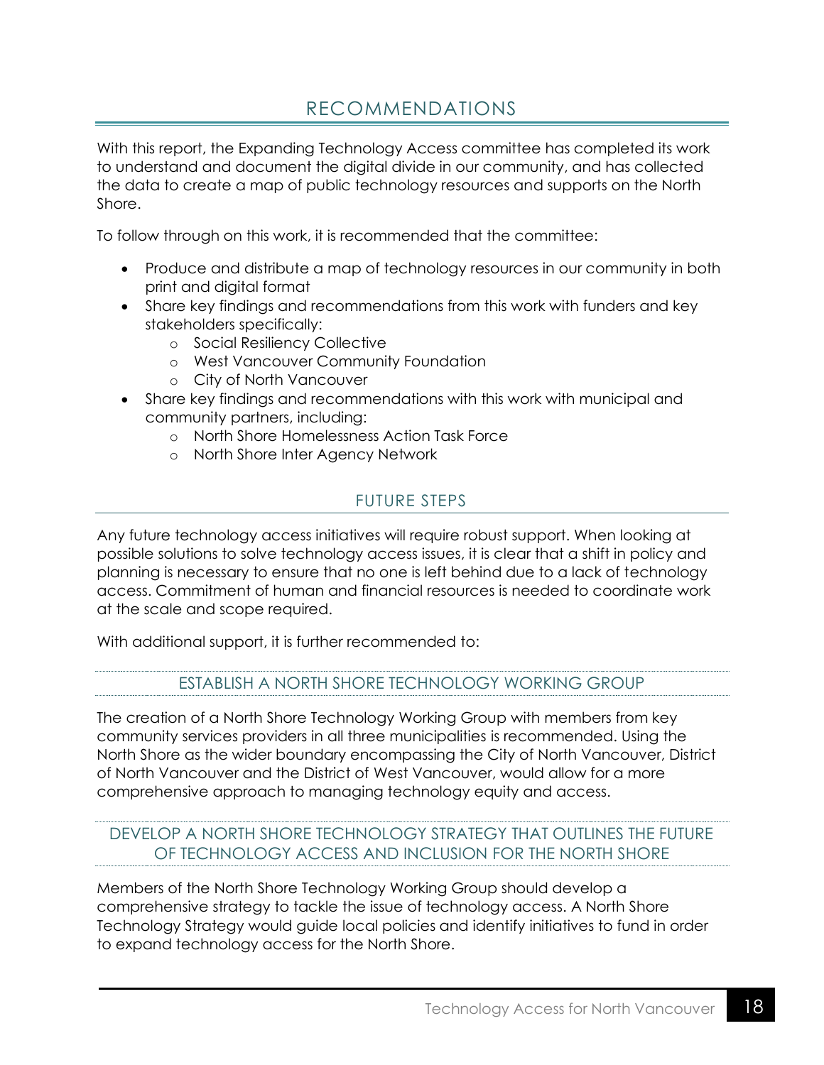# RECOMMENDATIONS

With this report, the Expanding Technology Access committee has completed its work to understand and document the digital divide in our community, and has collected the data to create a map of public technology resources and supports on the North Shore.

To follow through on this work, it is recommended that the committee:

- Produce and distribute a map of technology resources in our community in both print and digital format
- Share key findings and recommendations from this work with funders and key stakeholders specifically:
  - Social Resiliency Collective
  - West Vancouver Community Foundation
  - City of North Vancouver
- Share key findings and recommendations with this work with municipal and community partners, including:
  - North Shore Homelessness Action Task Force
  - North Shore Inter Agency Network

## FUTURE STEPS

Any future technology access initiatives will require robust support. When looking at possible solutions to solve technology access issues, it is clear that a shift in policy and planning is necessary to ensure that no one is left behind due to a lack of technology access. Commitment of human and financial resources is needed to coordinate work at the scale and scope required.

With additional support, it is further recommended to:

### ESTABLISH A NORTH SHORE TECHNOLOGY WORKING GROUP

The creation of a North Shore Technology Working Group with members from key community services providers in all three municipalities is recommended. Using the North Shore as the wider boundary encompassing the City of North Vancouver, District of North Vancouver and the District of West Vancouver, would allow for a more comprehensive approach to managing technology equity and access.

### DEVELOP A NORTH SHORE TECHNOLOGY STRATEGY THAT OUTLINES THE FUTURE OF TECHNOLOGY ACCESS AND INCLUSION FOR THE NORTH SHORE

Members of the North Shore Technology Working Group should develop a comprehensive strategy to tackle the issue of technology access. A North Shore Technology Strategy would guide local policies and identify initiatives to fund in order to expand technology access for the North Shore.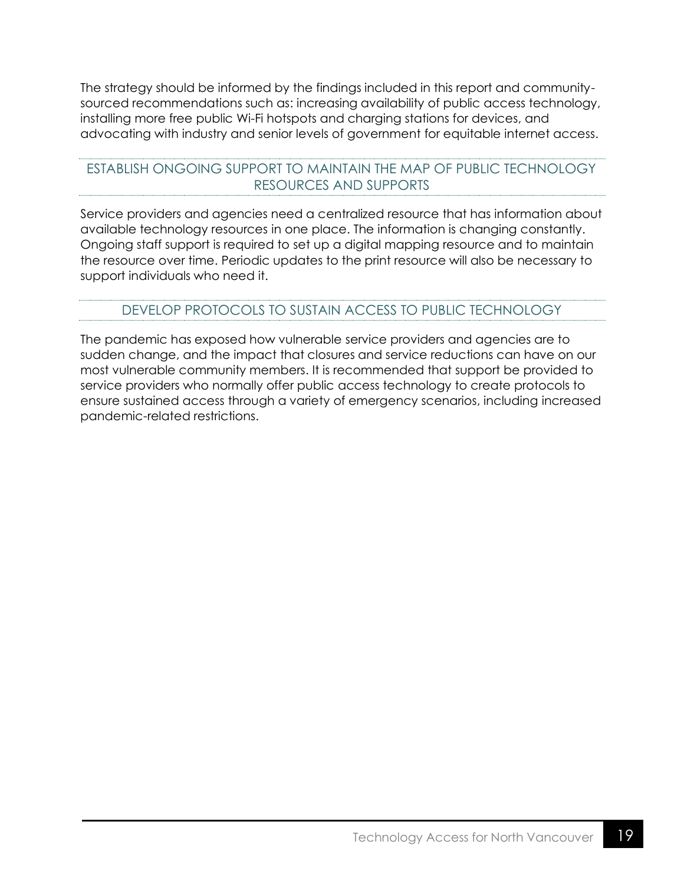The strategy should be informed by the findings included in this report and community-sourced recommendations such as: increasing availability of public access technology, installing more free public Wi-Fi hotspots and charging stations for devices, and advocating with industry and senior levels of government for equitable internet access.

### ESTABLISH ONGOING SUPPORT TO MAINTAIN THE MAP OF PUBLIC TECHNOLOGY RESOURCES AND SUPPORTS

Service providers and agencies need a centralized resource that has information about available technology resources in one place. The information is changing constantly. Ongoing staff support is required to set up a digital mapping resource and to maintain the resource over time. Periodic updates to the print resource will also be necessary to support individuals who need it.

### DEVELOP PROTOCOLS TO SUSTAIN ACCESS TO PUBLIC TECHNOLOGY

The pandemic has exposed how vulnerable service providers and agencies are to sudden change, and the impact that closures and service reductions can have on our most vulnerable community members. It is recommended that support be provided to service providers who normally offer public access technology to create protocols to ensure sustained access through a variety of emergency scenarios, including increased pandemic-related restrictions.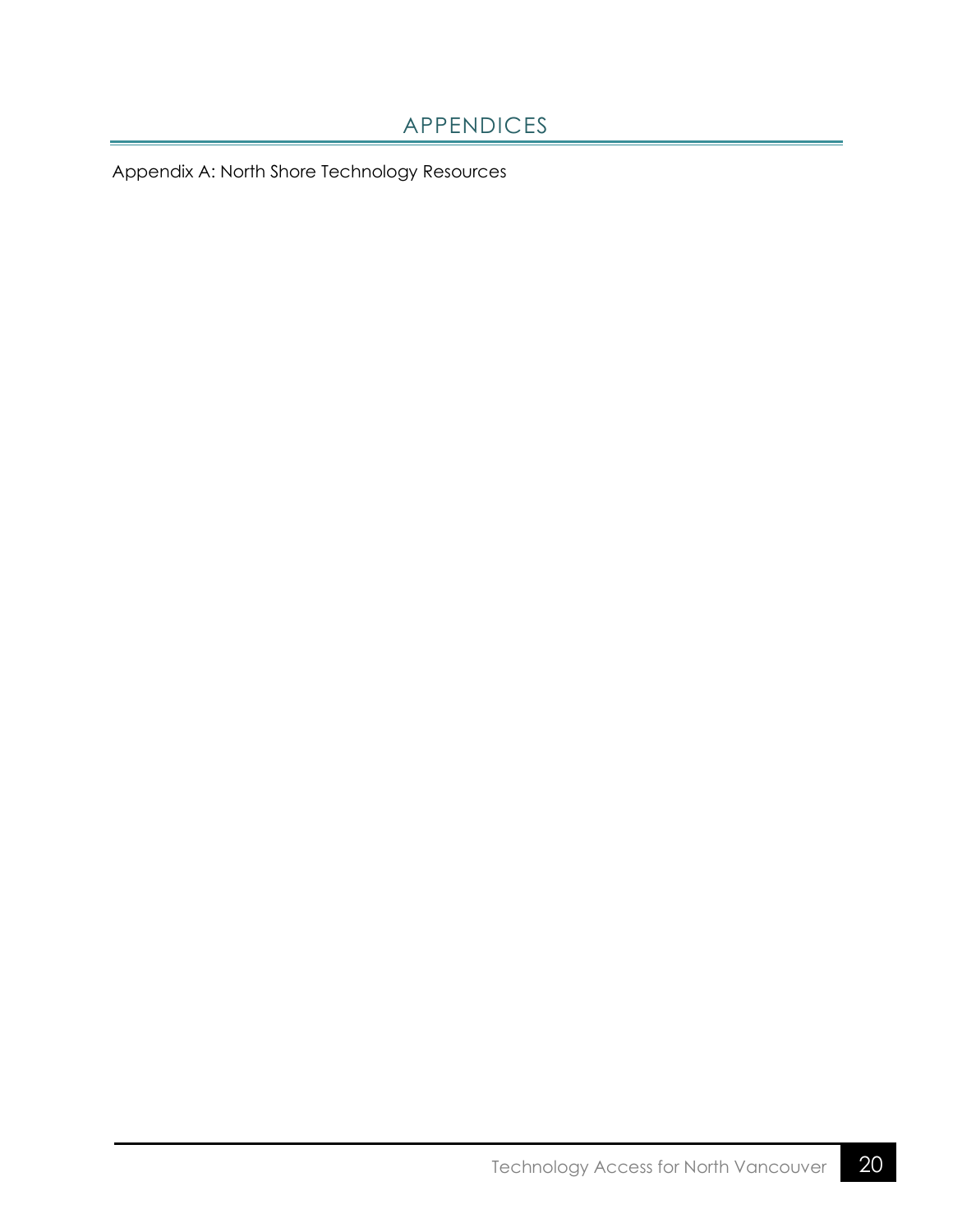# APPENDICES

Appendix A: North Shore Technology Resources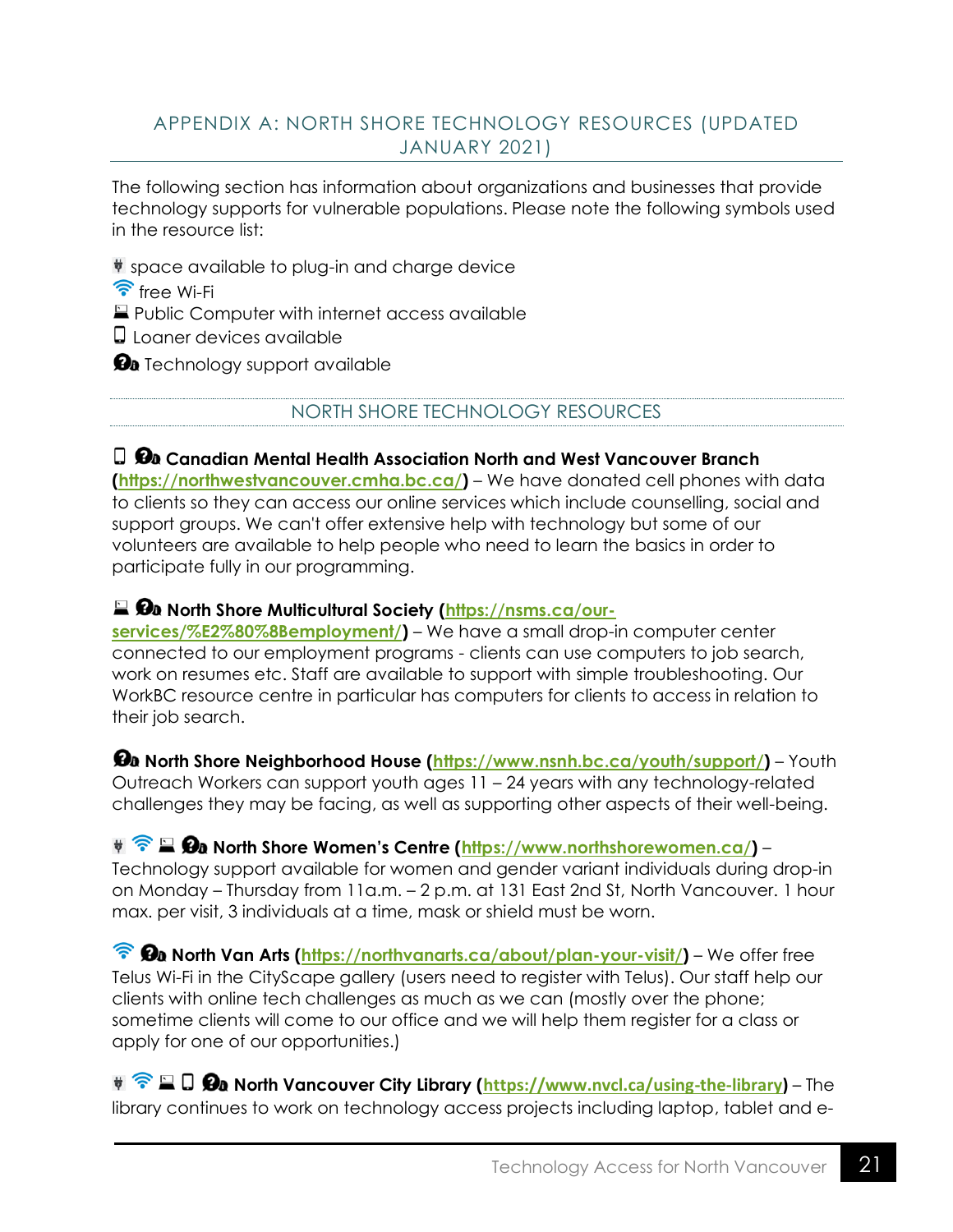## APPENDIX A: NORTH SHORE TECHNOLOGY RESOURCES (UPDATED JANUARY 2021)

The following section has information about organizations and businesses that provide technology supports for vulnerable populations. Please note the following symbols used in the resource list:

🔌 space available to plug-in and charge device
📶 free Wi-Fi
💻 Public Computer with internet access available
📱 Loaner devices available
❓ Technology support available

### NORTH SHORE TECHNOLOGY RESOURCES

📱 ❓ **Canadian Mental Health Association North and West Vancouver Branch ([https://northwestvancouver.cmha.bc.ca/](https://northwestvancouver.cmha.bc.ca/))** – We have donated cell phones with data to clients so they can access our online services which include counselling, social and support groups. We can't offer extensive help with technology but some of our volunteers are available to help people who need to learn the basics in order to participate fully in our programming.

💻 ❓ **North Shore Multicultural Society ([https://nsms.ca/our-services/%E2%80%8Bemployment/](https://nsms.ca/our-services/%E2%80%8Bemployment/))** – We have a small drop-in computer center connected to our employment programs - clients can use computers to job search, work on resumes etc. Staff are available to support with simple troubleshooting. Our WorkBC resource centre in particular has computers for clients to access in relation to their job search.

❓ **North Shore Neighborhood House ([https://www.nsnh.bc.ca/youth/support/](https://www.nsnh.bc.ca/youth/support/))** – Youth Outreach Workers can support youth ages 11 – 24 years with any technology-related challenges they may be facing, as well as supporting other aspects of their well-being.

🔌 📶 💻 ❓ **North Shore Women's Centre ([https://www.northshorewomen.ca/](https://www.northshorewomen.ca/))** – Technology support available for women and gender variant individuals during drop-in on Monday – Thursday from 11a.m. – 2 p.m. at 131 East 2nd St, North Vancouver. 1 hour max. per visit, 3 individuals at a time, mask or shield must be worn.

📶 ❓ **North Van Arts ([https://northvanarts.ca/about/plan-your-visit/](https://northvanarts.ca/about/plan-your-visit/))** – We offer free Telus Wi-Fi in the CityScape gallery (users need to register with Telus). Our staff help our clients with online tech challenges as much as we can (mostly over the phone; sometime clients will come to our office and we will help them register for a class or apply for one of our opportunities.)

🔌 📶 💻 📱 ❓ **North Vancouver City Library ([https://www.nvcl.ca/using-the-library](https://www.nvcl.ca/using-the-library))** – The library continues to work on technology access projects including laptop, tablet and e-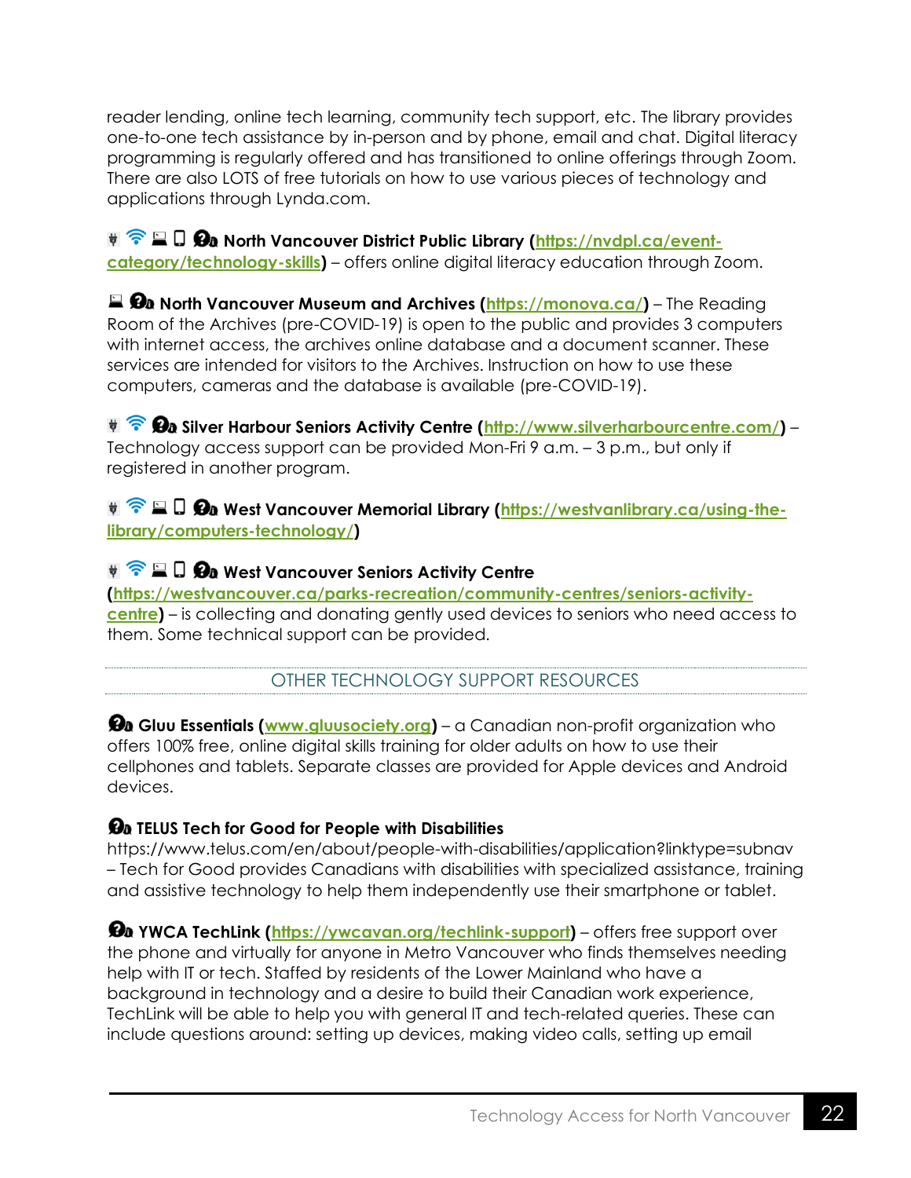reader lending, online tech learning, community tech support, etc. The library provides one-to-one tech assistance by in-person and by phone, email and chat. Digital literacy programming is regularly offered and has transitioned to online offerings through Zoom. There are also LOTS of free tutorials on how to use various pieces of technology and applications through Lynda.com.

**North Vancouver District Public Library ([https://nvdpl.ca/event-category/technology-skills](https://nvdpl.ca/event-category/technology-skills))** – offers online digital literacy education through Zoom.

**North Vancouver Museum and Archives ([https://monova.ca/](https://monova.ca/))** – The Reading Room of the Archives (pre-COVID-19) is open to the public and provides 3 computers with internet access, the archives online database and a document scanner. These services are intended for visitors to the Archives. Instruction on how to use these computers, cameras and the database is available (pre-COVID-19).

**Silver Harbour Seniors Activity Centre ([http://www.silverharbourcentre.com/](http://www.silverharbourcentre.com/))** – Technology access support can be provided Mon-Fri 9 a.m. – 3 p.m., but only if registered in another program.

**West Vancouver Memorial Library ([https://westvanlibrary.ca/using-the-library/computers-technology/](https://westvanlibrary.ca/using-the-library/computers-technology/))**

**West Vancouver Seniors Activity Centre ([https://westvancouver.ca/parks-recreation/community-centres/seniors-activity-centre](https://westvancouver.ca/parks-recreation/community-centres/seniors-activity-centre))** – is collecting and donating gently used devices to seniors who need access to them. Some technical support can be provided.

## OTHER TECHNOLOGY SUPPORT RESOURCES

**Gluu Essentials ([www.gluusociety.org](www.gluusociety.org))** – a Canadian non-profit organization who offers 100% free, online digital skills training for older adults on how to use their cellphones and tablets. Separate classes are provided for Apple devices and Android devices.

**TELUS Tech for Good for People with Disabilities**
https://www.telus.com/en/about/people-with-disabilities/application?linktype=subnav – Tech for Good provides Canadians with disabilities with specialized assistance, training and assistive technology to help them independently use their smartphone or tablet.

**YWCA TechLink ([https://ywcavan.org/techlink-support](https://ywcavan.org/techlink-support))** – offers free support over the phone and virtually for anyone in Metro Vancouver who finds themselves needing help with IT or tech. Staffed by residents of the Lower Mainland who have a background in technology and a desire to build their Canadian work experience, TechLink will be able to help you with general IT and tech-related queries. These can include questions around: setting up devices, making video calls, setting up email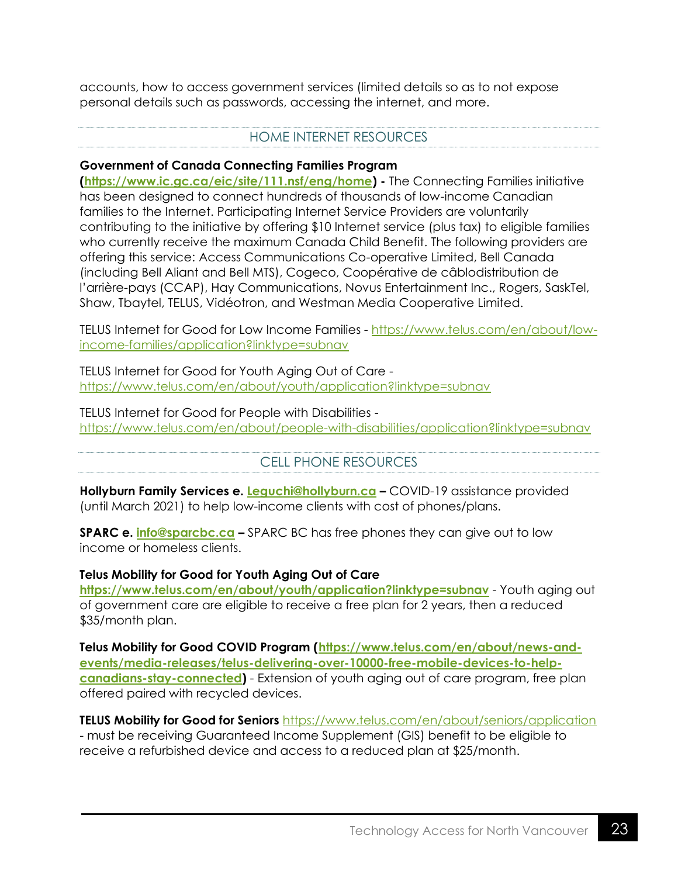accounts, how to access government services (limited details so as to not expose personal details such as passwords, accessing the internet, and more.

## HOME INTERNET RESOURCES

**Government of Canada Connecting Families Program (https://www.ic.gc.ca/eic/site/111.nsf/eng/home) -** The Connecting Families initiative has been designed to connect hundreds of thousands of low-income Canadian families to the Internet. Participating Internet Service Providers are voluntarily contributing to the initiative by offering $10 Internet service (plus tax) to eligible families who currently receive the maximum Canada Child Benefit. The following providers are offering this service: Access Communications Co-operative Limited, Bell Canada (including Bell Aliant and Bell MTS), Cogeco, Coopérative de câblodistribution de l'arrière-pays (CCAP), Hay Communications, Novus Entertainment Inc., Rogers, SaskTel, Shaw, Tbaytel, TELUS, Vidéotron, and Westman Media Cooperative Limited.

TELUS Internet for Good for Low Income Families - https://www.telus.com/en/about/low-income-families/application?linktype=subnav

TELUS Internet for Good for Youth Aging Out of Care - https://www.telus.com/en/about/youth/application?linktype=subnav

TELUS Internet for Good for People with Disabilities - https://www.telus.com/en/about/people-with-disabilities/application?linktype=subnav

## CELL PHONE RESOURCES

**Hollyburn Family Services e. Leguchi@hollyburn.ca –** COVID-19 assistance provided (until March 2021) to help low-income clients with cost of phones/plans.

**SPARC e. info@sparcbc.ca –** SPARC BC has free phones they can give out to low income or homeless clients.

**Telus Mobility for Good for Youth Aging Out of Care**
**https://www.telus.com/en/about/youth/application?linktype=subnav** - Youth aging out of government care are eligible to receive a free plan for 2 years, then a reduced $35/month plan.

**Telus Mobility for Good COVID Program (https://www.telus.com/en/about/news-and-events/media-releases/telus-delivering-over-10000-free-mobile-devices-to-help-canadians-stay-connected)** - Extension of youth aging out of care program, free plan offered paired with recycled devices.

**TELUS Mobility for Good for Seniors** https://www.telus.com/en/about/seniors/application - must be receiving Guaranteed Income Supplement (GIS) benefit to be eligible to receive a refurbished device and access to a reduced plan at $25/month.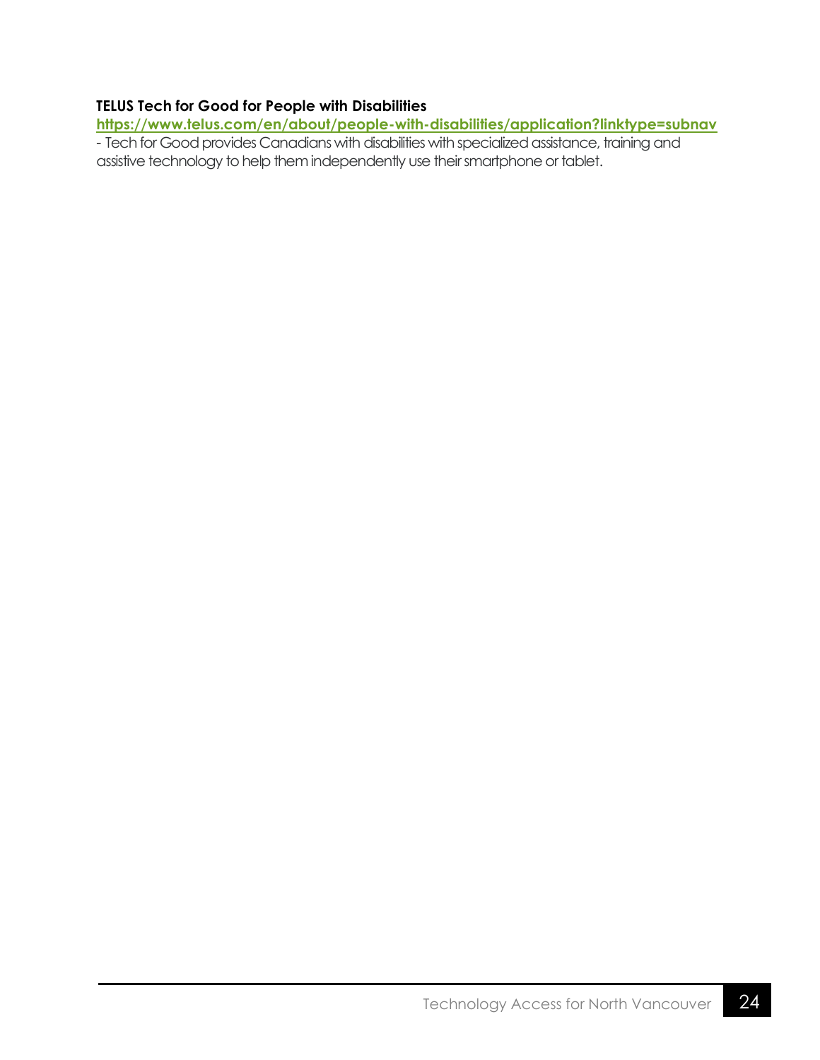**TELUS Tech for Good for People with Disabilities**

https://www.telus.com/en/about/people-with-disabilities/application?linktype=subnav

- Tech for Good provides Canadians with disabilities with specialized assistance, training and assistive technology to help them independently use their smartphone or tablet.